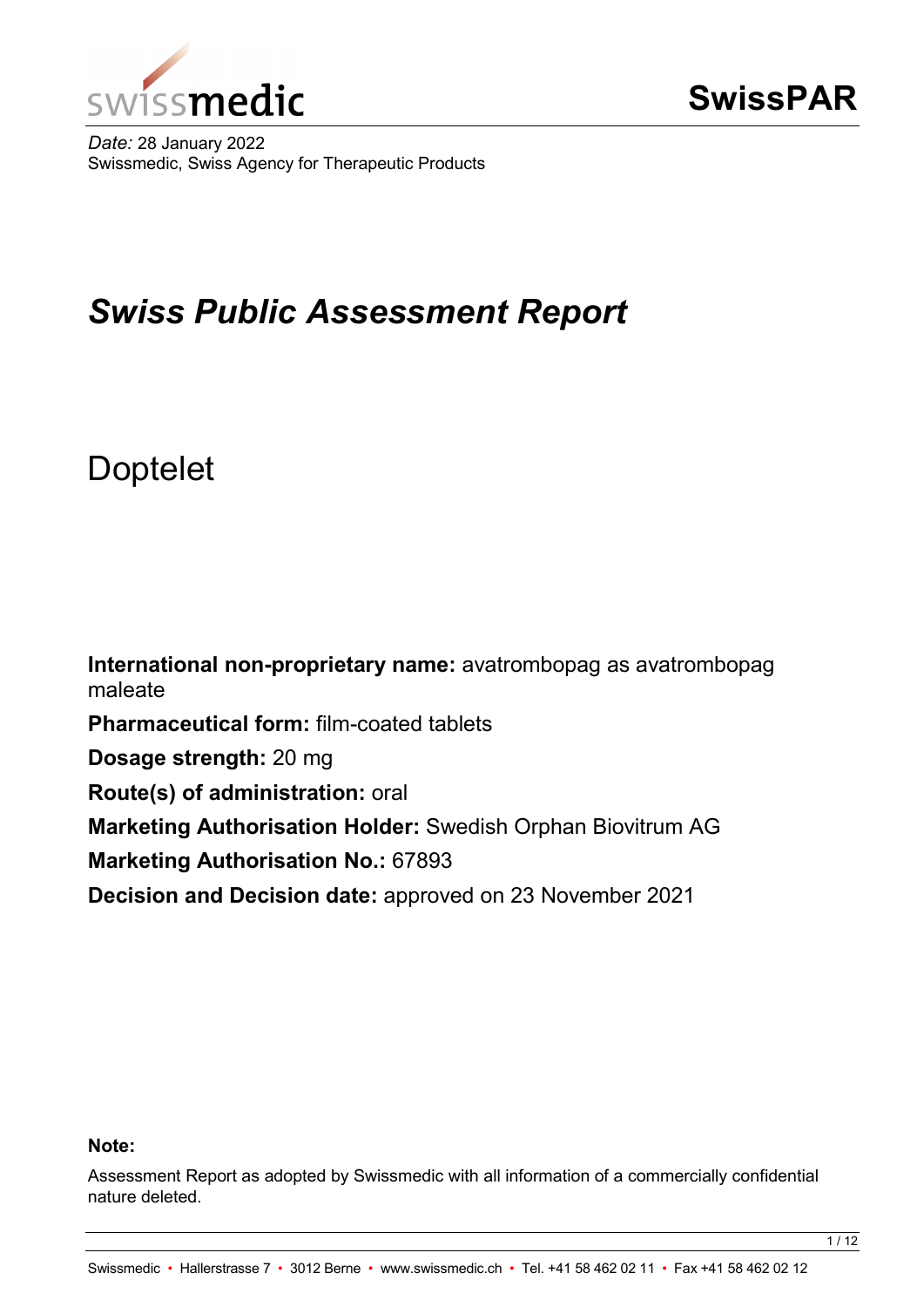# SwissPAR

*Date:* 28 January 2022
Swissmedic, Swiss Agency for Therapeutic Products

# *Swiss Public Assessment Report*

## Doptelet

**International non-proprietary name:** avatrombopag as avatrombopag maleate

**Pharmaceutical form:** film-coated tablets

**Dosage strength:** 20 mg

**Route(s) of administration:** oral

**Marketing Authorisation Holder:** Swedish Orphan Biovitrum AG

**Marketing Authorisation No.:** 67893

**Decision and Decision date:** approved on 23 November 2021

**Note:**

Assessment Report as adopted by Swissmedic with all information of a commercially confidential nature deleted.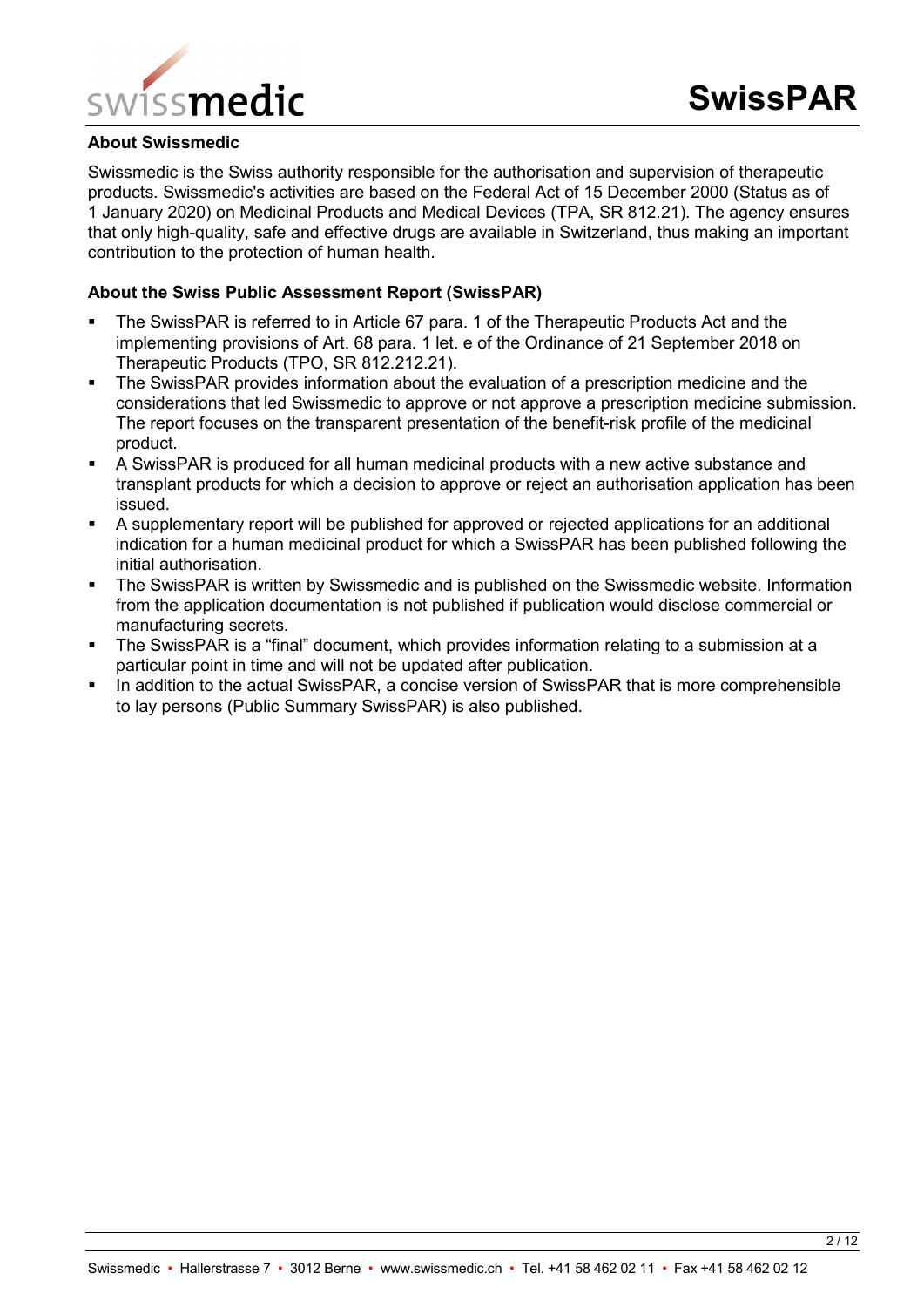## About Swissmedic

Swissmedic is the Swiss authority responsible for the authorisation and supervision of therapeutic products. Swissmedic's activities are based on the Federal Act of 15 December 2000 (Status as of 1 January 2020) on Medicinal Products and Medical Devices (TPA, SR 812.21). The agency ensures that only high-quality, safe and effective drugs are available in Switzerland, thus making an important contribution to the protection of human health.

## About the Swiss Public Assessment Report (SwissPAR)

- The SwissPAR is referred to in Article 67 para. 1 of the Therapeutic Products Act and the implementing provisions of Art. 68 para. 1 let. e of the Ordinance of 21 September 2018 on Therapeutic Products (TPO, SR 812.212.21).
- The SwissPAR provides information about the evaluation of a prescription medicine and the considerations that led Swissmedic to approve or not approve a prescription medicine submission. The report focuses on the transparent presentation of the benefit-risk profile of the medicinal product.
- A SwissPAR is produced for all human medicinal products with a new active substance and transplant products for which a decision to approve or reject an authorisation application has been issued.
- A supplementary report will be published for approved or rejected applications for an additional indication for a human medicinal product for which a SwissPAR has been published following the initial authorisation.
- The SwissPAR is written by Swissmedic and is published on the Swissmedic website. Information from the application documentation is not published if publication would disclose commercial or manufacturing secrets.
- The SwissPAR is a "final" document, which provides information relating to a submission at a particular point in time and will not be updated after publication.
- In addition to the actual SwissPAR, a concise version of SwissPAR that is more comprehensible to lay persons (Public Summary SwissPAR) is also published.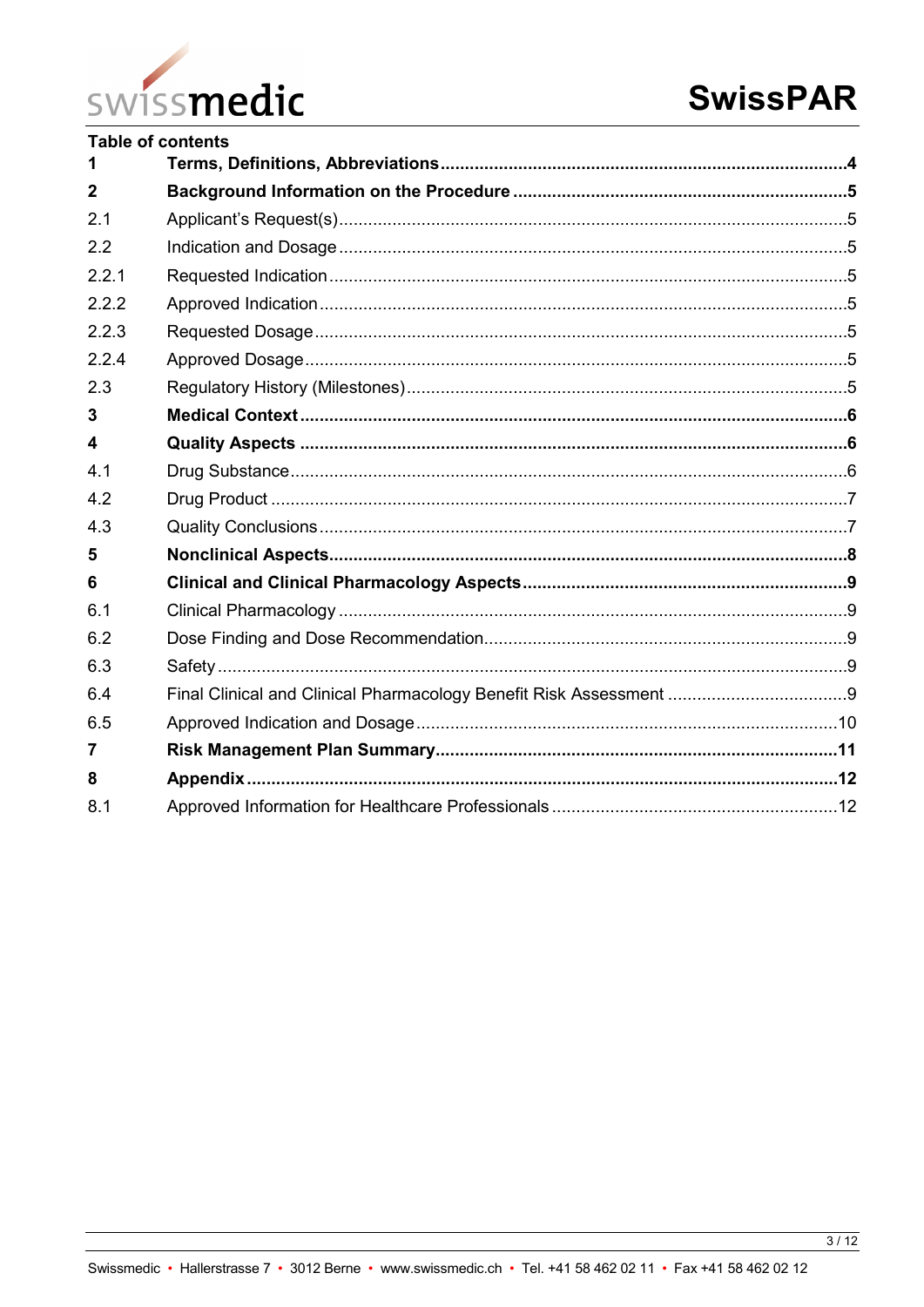**Table of contents**

| | | |
|---|---|---|
| **1** | **Terms, Definitions, Abbreviations** | **4** |
| **2** | **Background Information on the Procedure** | **5** |
| 2.1 | Applicant's Request(s) | 5 |
| 2.2 | Indication and Dosage | 5 |
| 2.2.1 | Requested Indication | 5 |
| 2.2.2 | Approved Indication | 5 |
| 2.2.3 | Requested Dosage | 5 |
| 2.2.4 | Approved Dosage | 5 |
| 2.3 | Regulatory History (Milestones) | 5 |
| **3** | **Medical Context** | **6** |
| **4** | **Quality Aspects** | **6** |
| 4.1 | Drug Substance | 6 |
| 4.2 | Drug Product | 7 |
| 4.3 | Quality Conclusions | 7 |
| **5** | **Nonclinical Aspects** | **8** |
| **6** | **Clinical and Clinical Pharmacology Aspects** | **9** |
| 6.1 | Clinical Pharmacology | 9 |
| 6.2 | Dose Finding and Dose Recommendation | 9 |
| 6.3 | Safety | 9 |
| 6.4 | Final Clinical and Clinical Pharmacology Benefit Risk Assessment | 9 |
| 6.5 | Approved Indication and Dosage | 10 |
| **7** | **Risk Management Plan Summary** | **11** |
| **8** | **Appendix** | **12** |
| 8.1 | Approved Information for Healthcare Professionals | 12 |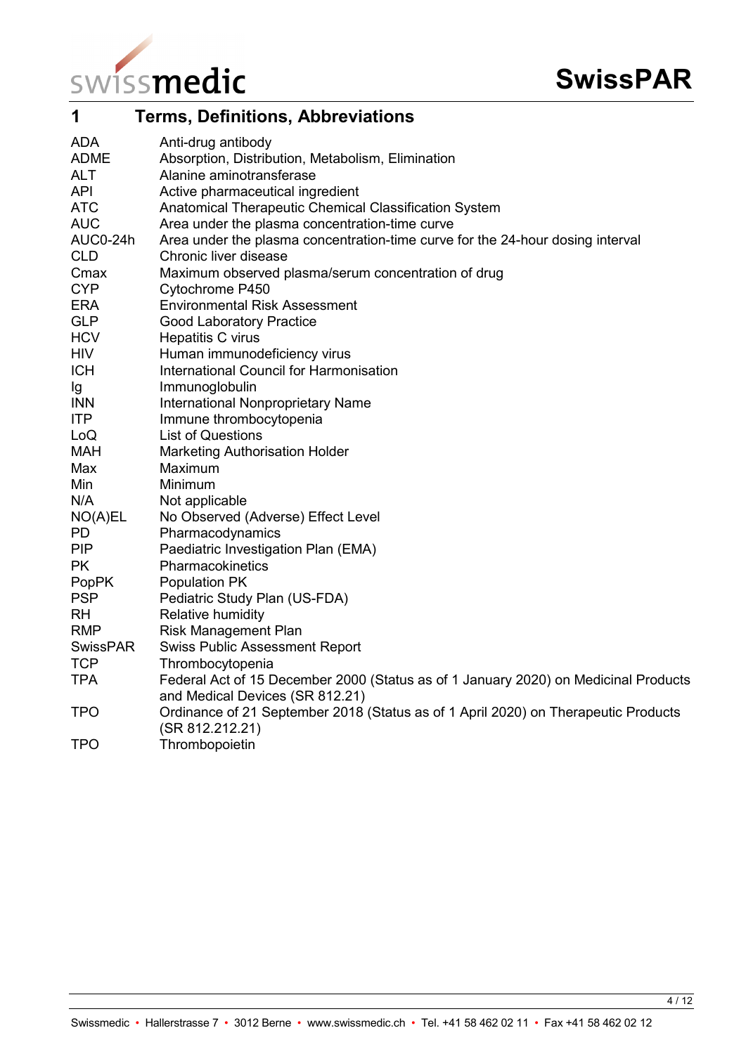# 1 Terms, Definitions, Abbreviations

| | |
|---|---|
| ADA | Anti-drug antibody |
| ADME | Absorption, Distribution, Metabolism, Elimination |
| ALT | Alanine aminotransferase |
| API | Active pharmaceutical ingredient |
| ATC | Anatomical Therapeutic Chemical Classification System |
| AUC | Area under the plasma concentration-time curve |
| AUC0-24h | Area under the plasma concentration-time curve for the 24-hour dosing interval |
| CLD | Chronic liver disease |
| Cmax | Maximum observed plasma/serum concentration of drug |
| CYP | Cytochrome P450 |
| ERA | Environmental Risk Assessment |
| GLP | Good Laboratory Practice |
| HCV | Hepatitis C virus |
| HIV | Human immunodeficiency virus |
| ICH | International Council for Harmonisation |
| Ig | Immunoglobulin |
| INN | International Nonproprietary Name |
| ITP | Immune thrombocytopenia |
| LoQ | List of Questions |
| MAH | Marketing Authorisation Holder |
| Max | Maximum |
| Min | Minimum |
| N/A | Not applicable |
| NO(A)EL | No Observed (Adverse) Effect Level |
| PD | Pharmacodynamics |
| PIP | Paediatric Investigation Plan (EMA) |
| PK | Pharmacokinetics |
| PopPK | Population PK |
| PSP | Pediatric Study Plan (US-FDA) |
| RH | Relative humidity |
| RMP | Risk Management Plan |
| SwissPAR | Swiss Public Assessment Report |
| TCP | Thrombocytopenia |
| TPA | Federal Act of 15 December 2000 (Status as of 1 January 2020) on Medicinal Products and Medical Devices (SR 812.21) |
| TPO | Ordinance of 21 September 2018 (Status as of 1 April 2020) on Therapeutic Products (SR 812.212.21) |
| TPO | Thrombopoietin |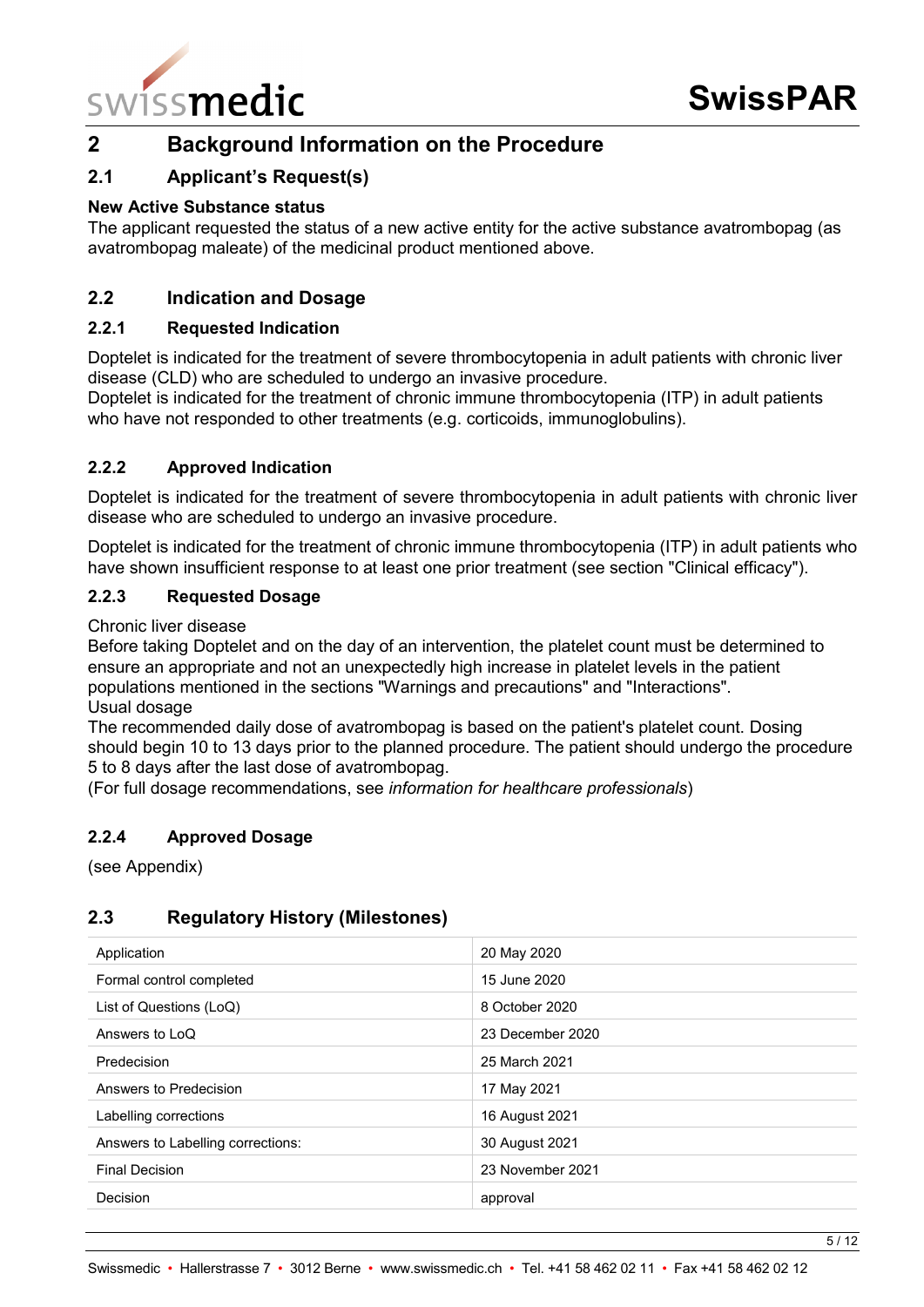## 2 Background Information on the Procedure

### 2.1 Applicant's Request(s)

**New Active Substance status**

The applicant requested the status of a new active entity for the active substance avatrombopag (as avatrombopag maleate) of the medicinal product mentioned above.

### 2.2 Indication and Dosage

#### 2.2.1 Requested Indication

Doptelet is indicated for the treatment of severe thrombocytopenia in adult patients with chronic liver disease (CLD) who are scheduled to undergo an invasive procedure.
Doptelet is indicated for the treatment of chronic immune thrombocytopenia (ITP) in adult patients who have not responded to other treatments (e.g. corticoids, immunoglobulins).

#### 2.2.2 Approved Indication

Doptelet is indicated for the treatment of severe thrombocytopenia in adult patients with chronic liver disease who are scheduled to undergo an invasive procedure.

Doptelet is indicated for the treatment of chronic immune thrombocytopenia (ITP) in adult patients who have shown insufficient response to at least one prior treatment (see section "Clinical efficacy").

#### 2.2.3 Requested Dosage

Chronic liver disease
Before taking Doptelet and on the day of an intervention, the platelet count must be determined to ensure an appropriate and not an unexpectedly high increase in platelet levels in the patient populations mentioned in the sections "Warnings and precautions" and "Interactions".
Usual dosage
The recommended daily dose of avatrombopag is based on the patient's platelet count. Dosing should begin 10 to 13 days prior to the planned procedure. The patient should undergo the procedure 5 to 8 days after the last dose of avatrombopag.
(For full dosage recommendations, see *information for healthcare professionals*)

#### 2.2.4 Approved Dosage

(see Appendix)

### 2.3 Regulatory History (Milestones)

| | |
|---|---|
| Application | 20 May 2020 |
| Formal control completed | 15 June 2020 |
| List of Questions (LoQ) | 8 October 2020 |
| Answers to LoQ | 23 December 2020 |
| Predecision | 25 March 2021 |
| Answers to Predecision | 17 May 2021 |
| Labelling corrections | 16 August 2021 |
| Answers to Labelling corrections: | 30 August 2021 |
| Final Decision | 23 November 2021 |
| Decision | approval |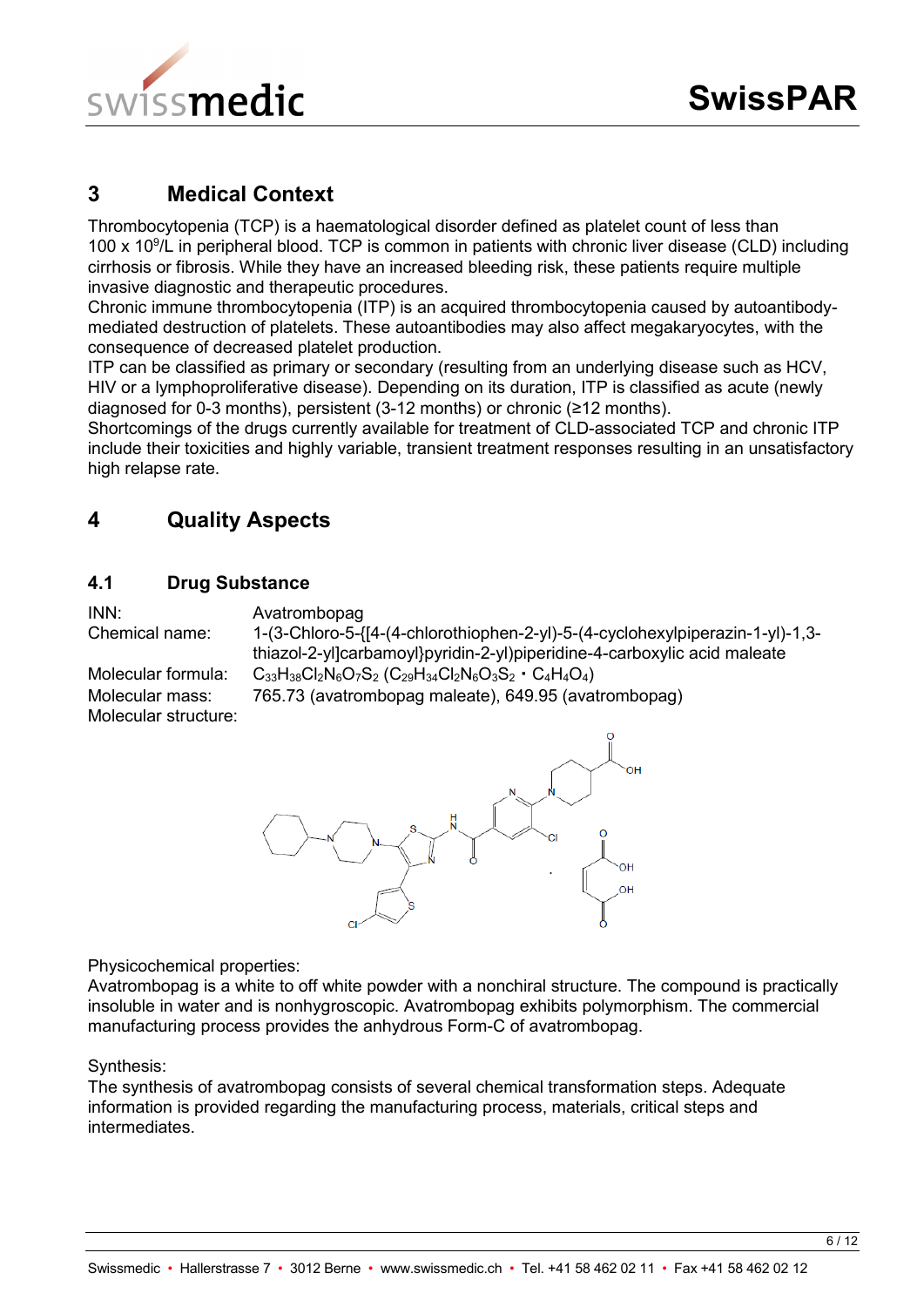## 3 Medical Context

Thrombocytopenia (TCP) is a haematological disorder defined as platelet count of less than 100 x $10^9$/L in peripheral blood. TCP is common in patients with chronic liver disease (CLD) including cirrhosis or fibrosis. While they have an increased bleeding risk, these patients require multiple invasive diagnostic and therapeutic procedures.
Chronic immune thrombocytopenia (ITP) is an acquired thrombocytopenia caused by autoantibody-mediated destruction of platelets. These autoantibodies may also affect megakaryocytes, with the consequence of decreased platelet production.
ITP can be classified as primary or secondary (resulting from an underlying disease such as HCV, HIV or a lymphoproliferative disease). Depending on its duration, ITP is classified as acute (newly diagnosed for 0-3 months), persistent (3-12 months) or chronic (≥12 months).
Shortcomings of the drugs currently available for treatment of CLD-associated TCP and chronic ITP include their toxicities and highly variable, transient treatment responses resulting in an unsatisfactory high relapse rate.

## 4 Quality Aspects

### 4.1 Drug Substance

INN: Avatrombopag
Chemical name: 1-(3-Chloro-5-{[4-(4-chlorothiophen-2-yl)-5-(4-cyclohexylpiperazin-1-yl)-1,3-thiazol-2-yl]carbamoyl}pyridin-2-yl)piperidine-4-carboxylic acid maleate
Molecular formula: $C_{33}H_{38}Cl_2N_6O_7S_2$ ($C_{29}H_{34}Cl_2N_6O_3S_2 \cdot C_4H_4O_4$)
Molecular mass: 765.73 (avatrombopag maleate), 649.95 (avatrombopag)
Molecular structure:

Physicochemical properties:
Avatrombopag is a white to off white powder with a nonchiral structure. The compound is practically insoluble in water and is nonhygroscopic. Avatrombopag exhibits polymorphism. The commercial manufacturing process provides the anhydrous Form-C of avatrombopag.

Synthesis:
The synthesis of avatrombopag consists of several chemical transformation steps. Adequate information is provided regarding the manufacturing process, materials, critical steps and intermediates.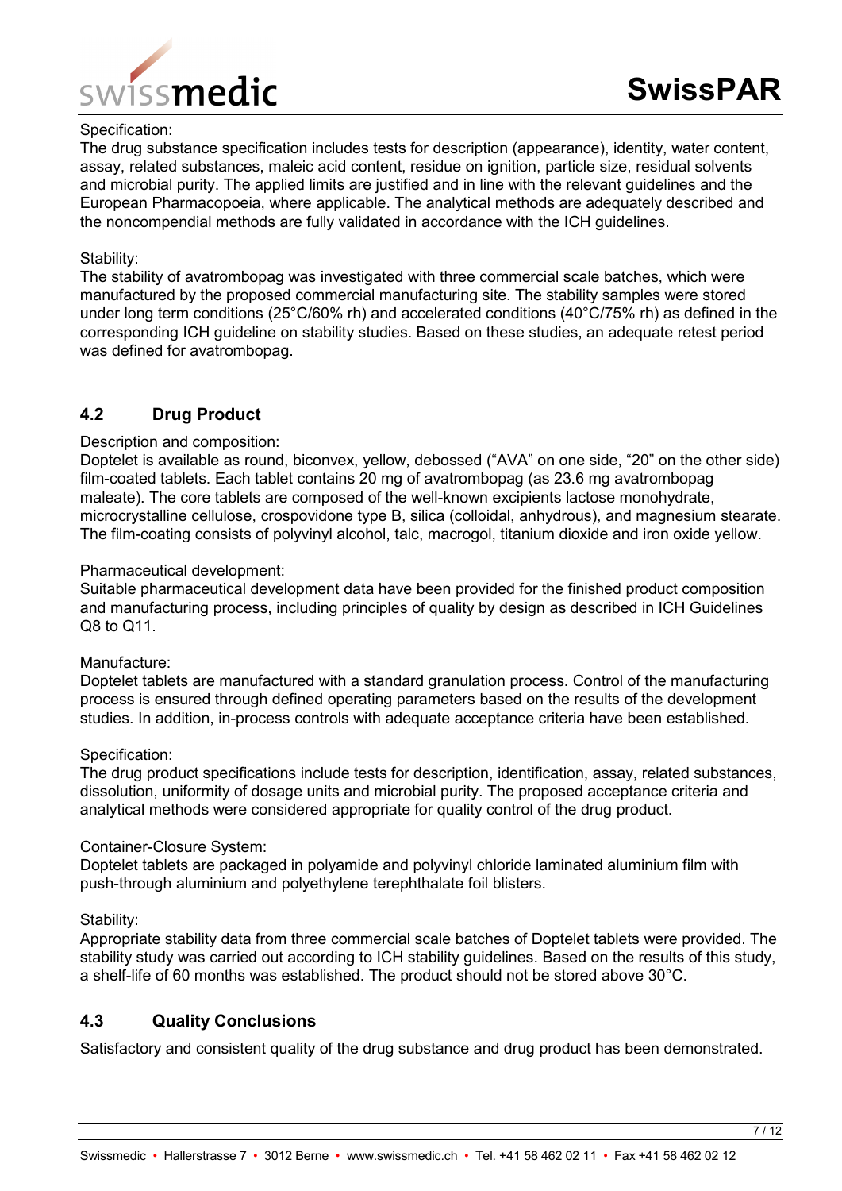Specification:

The drug substance specification includes tests for description (appearance), identity, water content, assay, related substances, maleic acid content, residue on ignition, particle size, residual solvents and microbial purity. The applied limits are justified and in line with the relevant guidelines and the European Pharmacopoeia, where applicable. The analytical methods are adequately described and the noncompendial methods are fully validated in accordance with the ICH guidelines.

Stability:

The stability of avatrombopag was investigated with three commercial scale batches, which were manufactured by the proposed commercial manufacturing site. The stability samples were stored under long term conditions (25°C/60% rh) and accelerated conditions (40°C/75% rh) as defined in the corresponding ICH guideline on stability studies. Based on these studies, an adequate retest period was defined for avatrombopag.

## 4.2 Drug Product

Description and composition:

Doptelet is available as round, biconvex, yellow, debossed ("AVA" on one side, "20" on the other side) film-coated tablets. Each tablet contains 20 mg of avatrombopag (as 23.6 mg avatrombopag maleate). The core tablets are composed of the well-known excipients lactose monohydrate, microcrystalline cellulose, crospovidone type B, silica (colloidal, anhydrous), and magnesium stearate. The film-coating consists of polyvinyl alcohol, talc, macrogol, titanium dioxide and iron oxide yellow.

Pharmaceutical development:

Suitable pharmaceutical development data have been provided for the finished product composition and manufacturing process, including principles of quality by design as described in ICH Guidelines Q8 to Q11.

Manufacture:

Doptelet tablets are manufactured with a standard granulation process. Control of the manufacturing process is ensured through defined operating parameters based on the results of the development studies. In addition, in-process controls with adequate acceptance criteria have been established.

Specification:

The drug product specifications include tests for description, identification, assay, related substances, dissolution, uniformity of dosage units and microbial purity. The proposed acceptance criteria and analytical methods were considered appropriate for quality control of the drug product.

Container-Closure System:

Doptelet tablets are packaged in polyamide and polyvinyl chloride laminated aluminium film with push-through aluminium and polyethylene terephthalate foil blisters.

Stability:

Appropriate stability data from three commercial scale batches of Doptelet tablets were provided. The stability study was carried out according to ICH stability guidelines. Based on the results of this study, a shelf-life of 60 months was established. The product should not be stored above 30°C.

## 4.3 Quality Conclusions

Satisfactory and consistent quality of the drug substance and drug product has been demonstrated.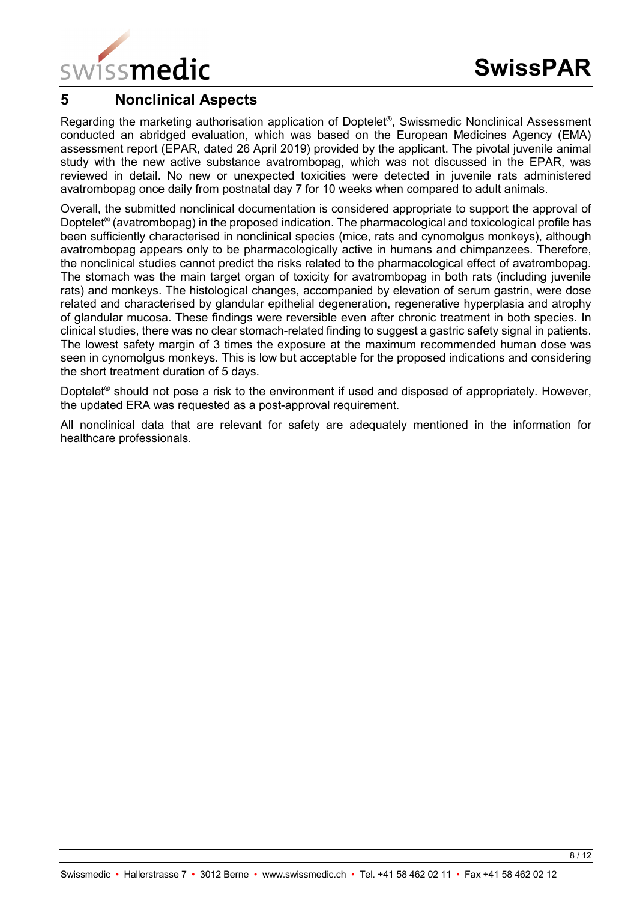## 5 Nonclinical Aspects

Regarding the marketing authorisation application of Doptelet®, Swissmedic Nonclinical Assessment conducted an abridged evaluation, which was based on the European Medicines Agency (EMA) assessment report (EPAR, dated 26 April 2019) provided by the applicant. The pivotal juvenile animal study with the new active substance avatrombopag, which was not discussed in the EPAR, was reviewed in detail. No new or unexpected toxicities were detected in juvenile rats administered avatrombopag once daily from postnatal day 7 for 10 weeks when compared to adult animals.

Overall, the submitted nonclinical documentation is considered appropriate to support the approval of Doptelet® (avatrombopag) in the proposed indication. The pharmacological and toxicological profile has been sufficiently characterised in nonclinical species (mice, rats and cynomolgus monkeys), although avatrombopag appears only to be pharmacologically active in humans and chimpanzees. Therefore, the nonclinical studies cannot predict the risks related to the pharmacological effect of avatrombopag. The stomach was the main target organ of toxicity for avatrombopag in both rats (including juvenile rats) and monkeys. The histological changes, accompanied by elevation of serum gastrin, were dose related and characterised by glandular epithelial degeneration, regenerative hyperplasia and atrophy of glandular mucosa. These findings were reversible even after chronic treatment in both species. In clinical studies, there was no clear stomach-related finding to suggest a gastric safety signal in patients. The lowest safety margin of 3 times the exposure at the maximum recommended human dose was seen in cynomolgus monkeys. This is low but acceptable for the proposed indications and considering the short treatment duration of 5 days.

Doptelet® should not pose a risk to the environment if used and disposed of appropriately. However, the updated ERA was requested as a post-approval requirement.

All nonclinical data that are relevant for safety are adequately mentioned in the information for healthcare professionals.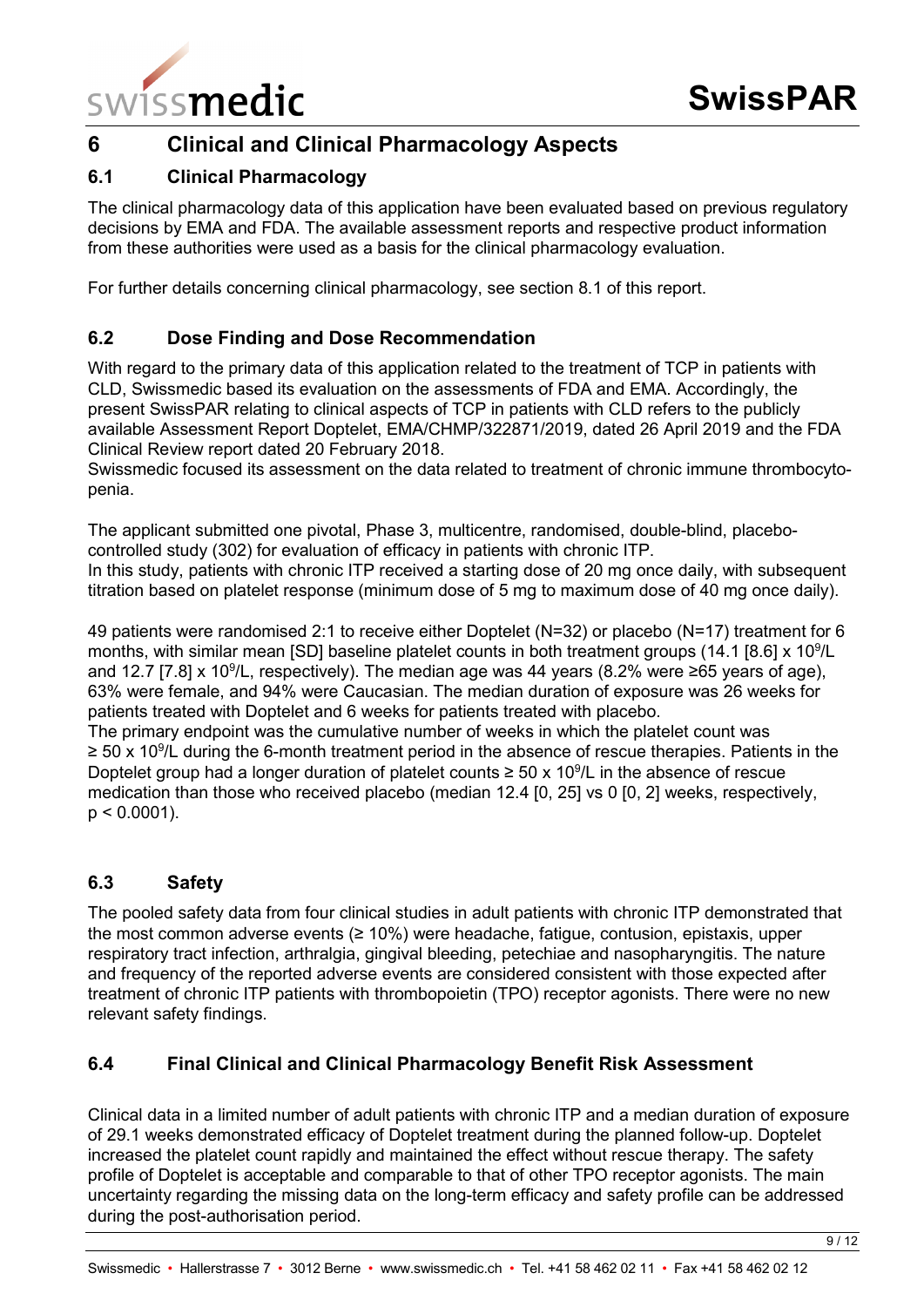## 6 Clinical and Clinical Pharmacology Aspects

### 6.1 Clinical Pharmacology

The clinical pharmacology data of this application have been evaluated based on previous regulatory decisions by EMA and FDA. The available assessment reports and respective product information from these authorities were used as a basis for the clinical pharmacology evaluation.

For further details concerning clinical pharmacology, see section 8.1 of this report.

### 6.2 Dose Finding and Dose Recommendation

With regard to the primary data of this application related to the treatment of TCP in patients with CLD, Swissmedic based its evaluation on the assessments of FDA and EMA. Accordingly, the present SwissPAR relating to clinical aspects of TCP in patients with CLD refers to the publicly available Assessment Report Doptelet, EMA/CHMP/322871/2019, dated 26 April 2019 and the FDA Clinical Review report dated 20 February 2018.
Swissmedic focused its assessment on the data related to treatment of chronic immune thrombocytopenia.

The applicant submitted one pivotal, Phase 3, multicentre, randomised, double-blind, placebo-controlled study (302) for evaluation of efficacy in patients with chronic ITP.
In this study, patients with chronic ITP received a starting dose of 20 mg once daily, with subsequent titration based on platelet response (minimum dose of 5 mg to maximum dose of 40 mg once daily).

49 patients were randomised 2:1 to receive either Doptelet (N=32) or placebo (N=17) treatment for 6 months, with similar mean [SD] baseline platelet counts in both treatment groups (14.1 [8.6] x $10^9$/L and 12.7 [7.8] x $10^9$/L, respectively). The median age was 44 years (8.2% were ≥65 years of age), 63% were female, and 94% were Caucasian. The median duration of exposure was 26 weeks for patients treated with Doptelet and 6 weeks for patients treated with placebo.
The primary endpoint was the cumulative number of weeks in which the platelet count was ≥ 50 x $10^9$/L during the 6-month treatment period in the absence of rescue therapies. Patients in the Doptelet group had a longer duration of platelet counts ≥ 50 x $10^9$/L in the absence of rescue medication than those who received placebo (median 12.4 [0, 25] vs 0 [0, 2] weeks, respectively, $p < 0.0001$).

### 6.3 Safety

The pooled safety data from four clinical studies in adult patients with chronic ITP demonstrated that the most common adverse events (≥ 10%) were headache, fatigue, contusion, epistaxis, upper respiratory tract infection, arthralgia, gingival bleeding, petechiae and nasopharyngitis. The nature and frequency of the reported adverse events are considered consistent with those expected after treatment of chronic ITP patients with thrombopoietin (TPO) receptor agonists. There were no new relevant safety findings.

### 6.4 Final Clinical and Clinical Pharmacology Benefit Risk Assessment

Clinical data in a limited number of adult patients with chronic ITP and a median duration of exposure of 29.1 weeks demonstrated efficacy of Doptelet treatment during the planned follow-up. Doptelet increased the platelet count rapidly and maintained the effect without rescue therapy. The safety profile of Doptelet is acceptable and comparable to that of other TPO receptor agonists. The main uncertainty regarding the missing data on the long-term efficacy and safety profile can be addressed during the post-authorisation period.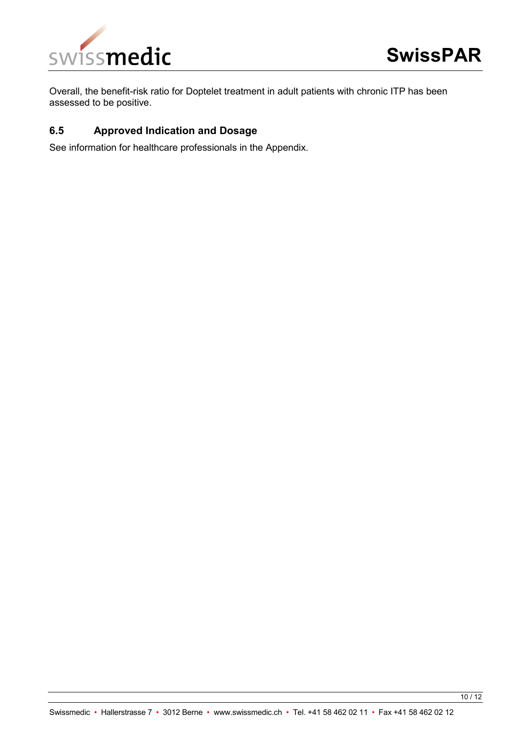Overall, the benefit-risk ratio for Doptelet treatment in adult patients with chronic ITP has been assessed to be positive.

### 6.5 Approved Indication and Dosage

See information for healthcare professionals in the Appendix.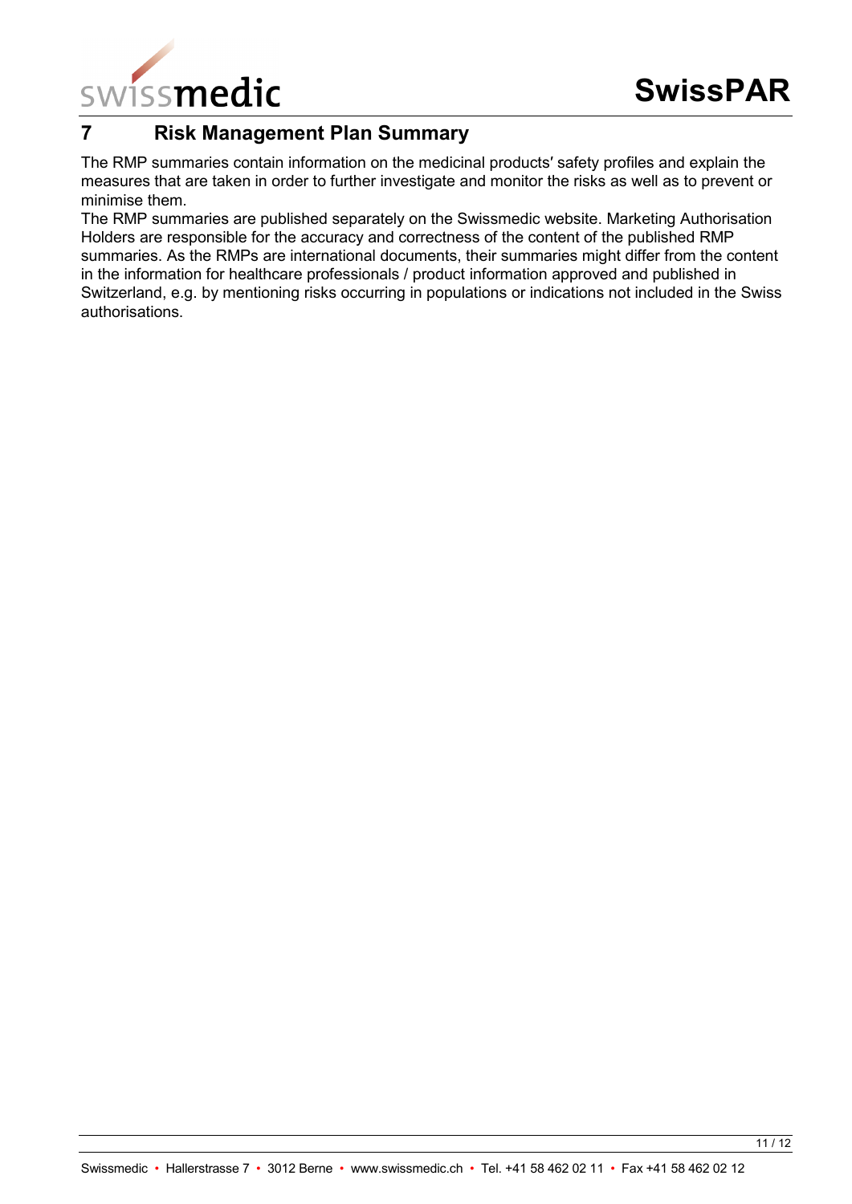## 7 Risk Management Plan Summary

The RMP summaries contain information on the medicinal products′ safety profiles and explain the measures that are taken in order to further investigate and monitor the risks as well as to prevent or minimise them.

The RMP summaries are published separately on the Swissmedic website. Marketing Authorisation Holders are responsible for the accuracy and correctness of the content of the published RMP summaries. As the RMPs are international documents, their summaries might differ from the content in the information for healthcare professionals / product information approved and published in Switzerland, e.g. by mentioning risks occurring in populations or indications not included in the Swiss authorisations.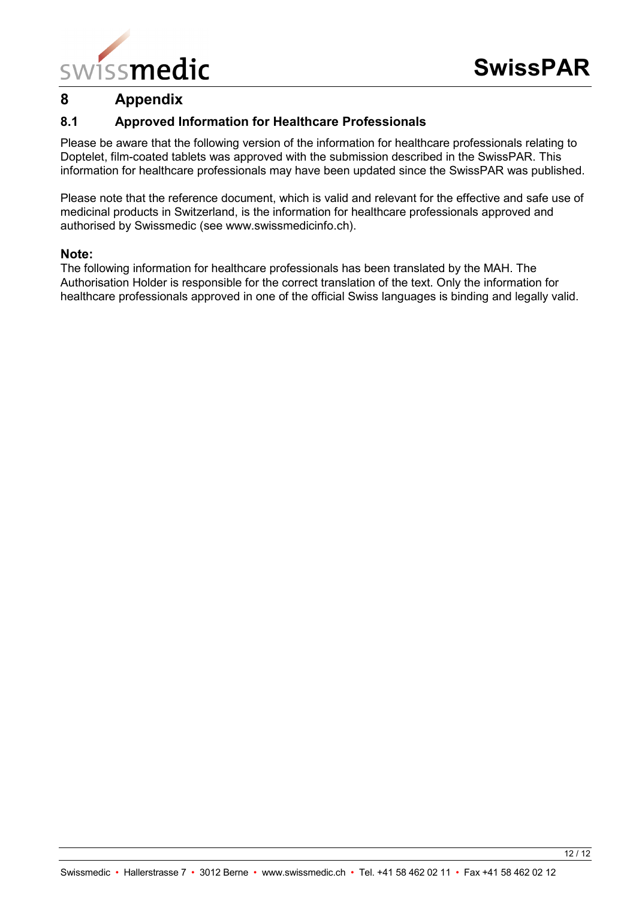# 8 Appendix

## 8.1 Approved Information for Healthcare Professionals

Please be aware that the following version of the information for healthcare professionals relating to Doptelet, film-coated tablets was approved with the submission described in the SwissPAR. This information for healthcare professionals may have been updated since the SwissPAR was published.

Please note that the reference document, which is valid and relevant for the effective and safe use of medicinal products in Switzerland, is the information for healthcare professionals approved and authorised by Swissmedic (see www.swissmedicinfo.ch).

**Note:**
The following information for healthcare professionals has been translated by the MAH. The Authorisation Holder is responsible for the correct translation of the text. Only the information for healthcare professionals approved in one of the official Swiss languages is binding and legally valid.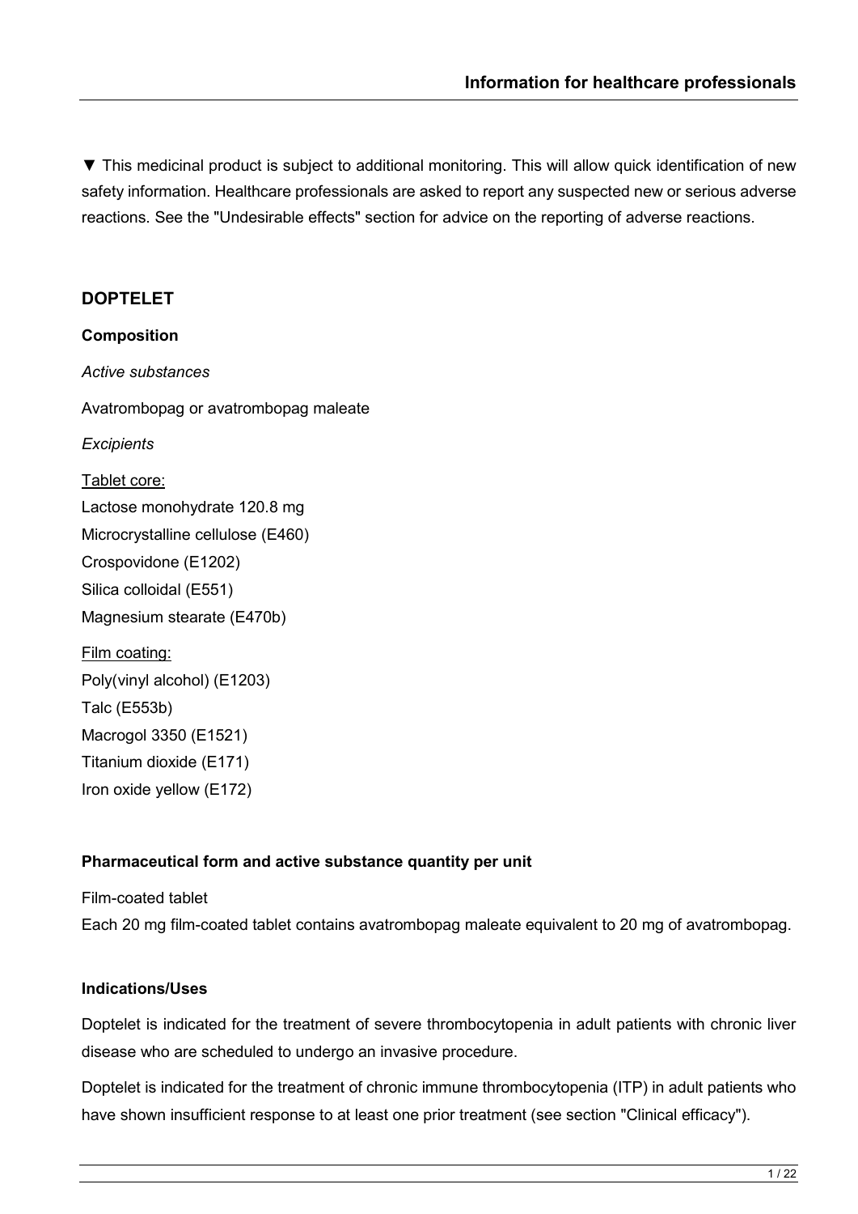▼ This medicinal product is subject to additional monitoring. This will allow quick identification of new safety information. Healthcare professionals are asked to report any suspected new or serious adverse reactions. See the "Undesirable effects" section for advice on the reporting of adverse reactions.

## DOPTELET

### Composition

*Active substances*

Avatrombopag or avatrombopag maleate

*Excipients*

Tablet core:
Lactose monohydrate 120.8 mg
Microcrystalline cellulose (E460)
Crospovidone (E1202)
Silica colloidal (E551)
Magnesium stearate (E470b)

Film coating:
Poly(vinyl alcohol) (E1203)
Talc (E553b)
Macrogol 3350 (E1521)
Titanium dioxide (E171)
Iron oxide yellow (E172)

### Pharmaceutical form and active substance quantity per unit

Film-coated tablet
Each 20 mg film-coated tablet contains avatrombopag maleate equivalent to 20 mg of avatrombopag.

### Indications/Uses

Doptelet is indicated for the treatment of severe thrombocytopenia in adult patients with chronic liver disease who are scheduled to undergo an invasive procedure.

Doptelet is indicated for the treatment of chronic immune thrombocytopenia (ITP) in adult patients who have shown insufficient response to at least one prior treatment (see section "Clinical efficacy").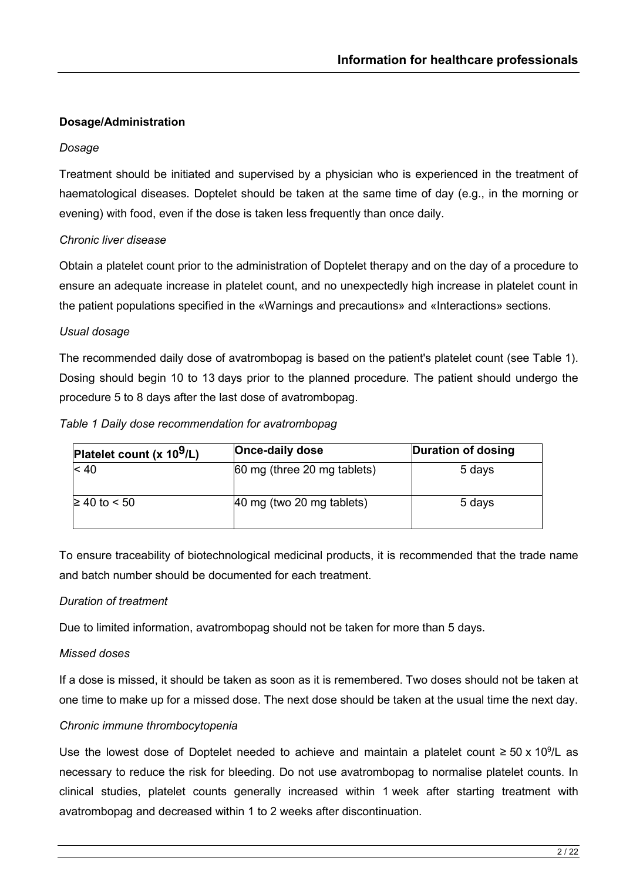## Dosage/Administration

*Dosage*

Treatment should be initiated and supervised by a physician who is experienced in the treatment of haematological diseases. Doptelet should be taken at the same time of day (e.g., in the morning or evening) with food, even if the dose is taken less frequently than once daily.

*Chronic liver disease*

Obtain a platelet count prior to the administration of Doptelet therapy and on the day of a procedure to ensure an adequate increase in platelet count, and no unexpectedly high increase in platelet count in the patient populations specified in the «Warnings and precautions» and «Interactions» sections.

*Usual dosage*

The recommended daily dose of avatrombopag is based on the patient's platelet count (see Table 1). Dosing should begin 10 to 13 days prior to the planned procedure. The patient should undergo the procedure 5 to 8 days after the last dose of avatrombopag.

*Table 1 Daily dose recommendation for avatrombopag*

| Platelet count (x $10^9$/L) | Once-daily dose | Duration of dosing |
|---|---|---|
| < 40 | 60 mg (three 20 mg tablets) | 5 days |
| ≥ 40 to < 50 | 40 mg (two 20 mg tablets) | 5 days |

To ensure traceability of biotechnological medicinal products, it is recommended that the trade name and batch number should be documented for each treatment.

*Duration of treatment*

Due to limited information, avatrombopag should not be taken for more than 5 days.

*Missed doses*

If a dose is missed, it should be taken as soon as it is remembered. Two doses should not be taken at one time to make up for a missed dose. The next dose should be taken at the usual time the next day.

*Chronic immune thrombocytopenia*

Use the lowest dose of Doptelet needed to achieve and maintain a platelet count ≥ 50 x $10^9$/L as necessary to reduce the risk for bleeding. Do not use avatrombopag to normalise platelet counts. In clinical studies, platelet counts generally increased within 1 week after starting treatment with avatrombopag and decreased within 1 to 2 weeks after discontinuation.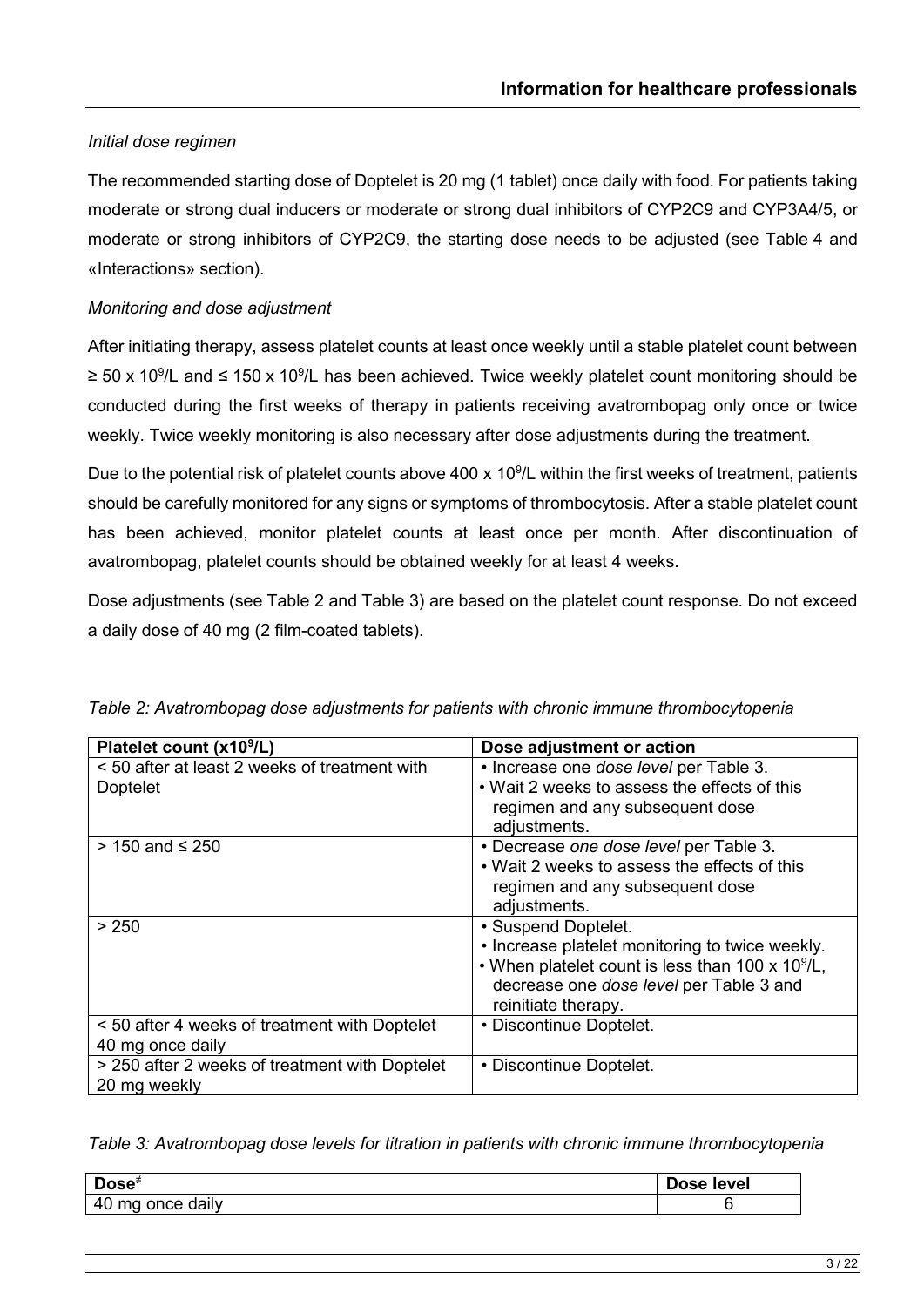*Initial dose regimen*

The recommended starting dose of Doptelet is 20 mg (1 tablet) once daily with food. For patients taking moderate or strong dual inducers or moderate or strong dual inhibitors of CYP2C9 and CYP3A4/5, or moderate or strong inhibitors of CYP2C9, the starting dose needs to be adjusted (see Table 4 and «Interactions» section).

*Monitoring and dose adjustment*

After initiating therapy, assess platelet counts at least once weekly until a stable platelet count between $\geq 50 \times 10^9$/L and $\leq 150 \times 10^9$/L has been achieved. Twice weekly platelet count monitoring should be conducted during the first weeks of therapy in patients receiving avatrombopag only once or twice weekly. Twice weekly monitoring is also necessary after dose adjustments during the treatment.

Due to the potential risk of platelet counts above $400 \times 10^9$/L within the first weeks of treatment, patients should be carefully monitored for any signs or symptoms of thrombocytosis. After a stable platelet count has been achieved, monitor platelet counts at least once per month. After discontinuation of avatrombopag, platelet counts should be obtained weekly for at least 4 weeks.

Dose adjustments (see Table 2 and Table 3) are based on the platelet count response. Do not exceed a daily dose of 40 mg (2 film-coated tablets).

*Table 2: Avatrombopag dose adjustments for patients with chronic immune thrombocytopenia*

| Platelet count ($\times 10^9$/L) | Dose adjustment or action |
|---|---|
| < 50 after at least 2 weeks of treatment with Doptelet | • Increase one *dose level* per Table 3.<br>• Wait 2 weeks to assess the effects of this regimen and any subsequent dose adjustments. |
| > 150 and ≤ 250 | • Decrease *one dose level* per Table 3.<br>• Wait 2 weeks to assess the effects of this regimen and any subsequent dose adjustments. |
| > 250 | • Suspend Doptelet.<br>• Increase platelet monitoring to twice weekly.<br>• When platelet count is less than $100 \times 10^9$/L, decrease one *dose level* per Table 3 and reinitiate therapy. |
| < 50 after 4 weeks of treatment with Doptelet 40 mg once daily | • Discontinue Doptelet. |
| > 250 after 2 weeks of treatment with Doptelet 20 mg weekly | • Discontinue Doptelet. |

*Table 3: Avatrombopag dose levels for titration in patients with chronic immune thrombocytopenia*

| Dose[≠] | Dose level |
|---|---|
| 40 mg once daily | 6 |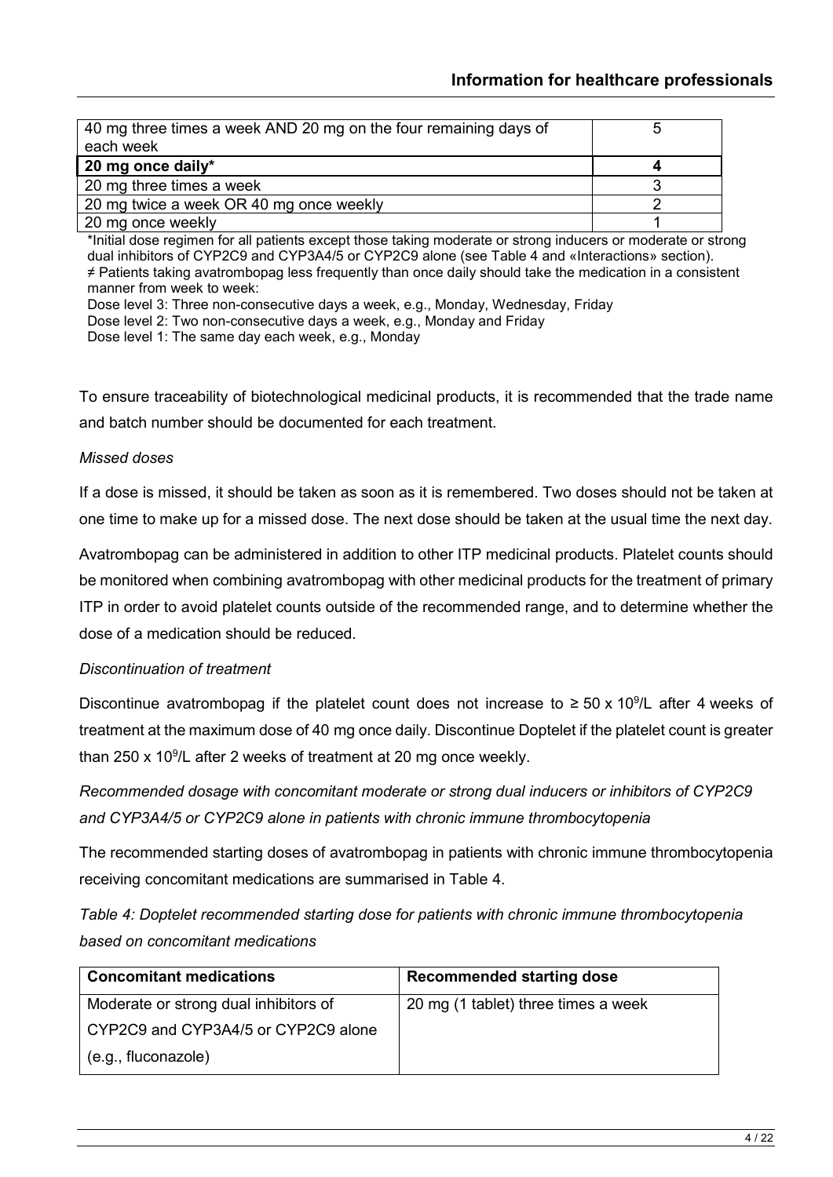| | |
|---|---|
| 40 mg three times a week AND 20 mg on the four remaining days of each week | 5 |
| **20 mg once daily*** | **4** |
| 20 mg three times a week | 3 |
| 20 mg twice a week OR 40 mg once weekly | 2 |
| 20 mg once weekly | 1 |

*Initial dose regimen for all patients except those taking moderate or strong inducers or moderate or strong dual inhibitors of CYP2C9 and CYP3A4/5 or CYP2C9 alone (see Table 4 and «Interactions» section).
≠ Patients taking avatrombopag less frequently than once daily should take the medication in a consistent manner from week to week:
Dose level 3: Three non-consecutive days a week, e.g., Monday, Wednesday, Friday
Dose level 2: Two non-consecutive days a week, e.g., Monday and Friday
Dose level 1: The same day each week, e.g., Monday

To ensure traceability of biotechnological medicinal products, it is recommended that the trade name and batch number should be documented for each treatment.

*Missed doses*

If a dose is missed, it should be taken as soon as it is remembered. Two doses should not be taken at one time to make up for a missed dose. The next dose should be taken at the usual time the next day.

Avatrombopag can be administered in addition to other ITP medicinal products. Platelet counts should be monitored when combining avatrombopag with other medicinal products for the treatment of primary ITP in order to avoid platelet counts outside of the recommended range, and to determine whether the dose of a medication should be reduced.

*Discontinuation of treatment*

Discontinue avatrombopag if the platelet count does not increase to $\geq 50 \times 10^9$/L after 4 weeks of treatment at the maximum dose of 40 mg once daily. Discontinue Doptelet if the platelet count is greater than $250 \times 10^9$/L after 2 weeks of treatment at 20 mg once weekly.

*Recommended dosage with concomitant moderate or strong dual inducers or inhibitors of CYP2C9 and CYP3A4/5 or CYP2C9 alone in patients with chronic immune thrombocytopenia*

The recommended starting doses of avatrombopag in patients with chronic immune thrombocytopenia receiving concomitant medications are summarised in Table 4.

*Table 4: Doptelet recommended starting dose for patients with chronic immune thrombocytopenia based on concomitant medications*

| **Concomitant medications** | **Recommended starting dose** |
|---|---|
| Moderate or strong dual inhibitors of CYP2C9 and CYP3A4/5 or CYP2C9 alone (e.g., fluconazole) | 20 mg (1 tablet) three times a week |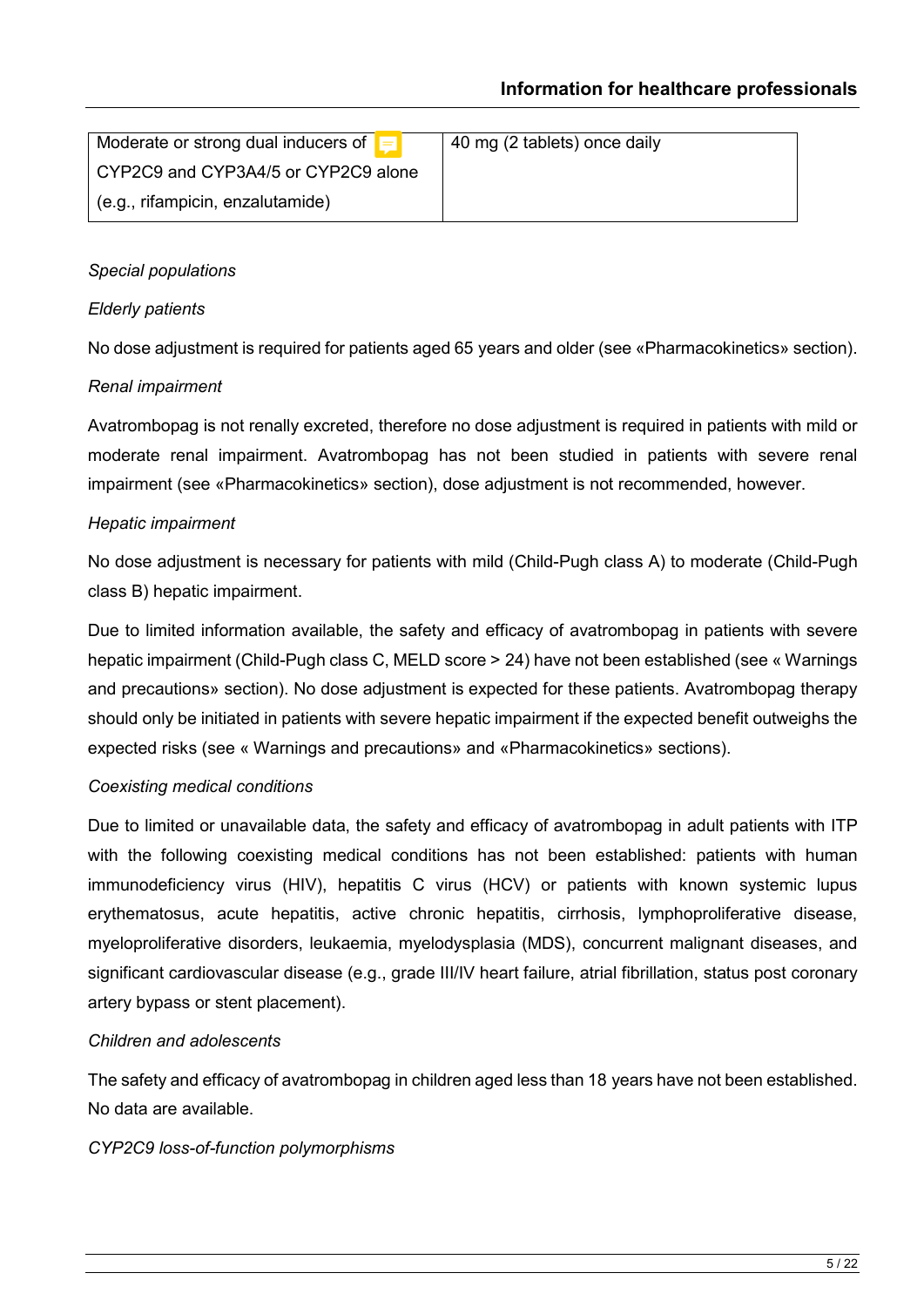| Moderate or strong dual inducers of CYP2C9 and CYP3A4/5 or CYP2C9 alone (e.g., rifampicin, enzalutamide) | 40 mg (2 tablets) once daily |
|---|---|

*Special populations*

*Elderly patients*

No dose adjustment is required for patients aged 65 years and older (see «Pharmacokinetics» section).

*Renal impairment*

Avatrombopag is not renally excreted, therefore no dose adjustment is required in patients with mild or moderate renal impairment. Avatrombopag has not been studied in patients with severe renal impairment (see «Pharmacokinetics» section), dose adjustment is not recommended, however.

*Hepatic impairment*

No dose adjustment is necessary for patients with mild (Child-Pugh class A) to moderate (Child-Pugh class B) hepatic impairment.

Due to limited information available, the safety and efficacy of avatrombopag in patients with severe hepatic impairment (Child-Pugh class C, MELD score > 24) have not been established (see « Warnings and precautions» section). No dose adjustment is expected for these patients. Avatrombopag therapy should only be initiated in patients with severe hepatic impairment if the expected benefit outweighs the expected risks (see « Warnings and precautions» and «Pharmacokinetics» sections).

*Coexisting medical conditions*

Due to limited or unavailable data, the safety and efficacy of avatrombopag in adult patients with ITP with the following coexisting medical conditions has not been established: patients with human immunodeficiency virus (HIV), hepatitis C virus (HCV) or patients with known systemic lupus erythematosus, acute hepatitis, active chronic hepatitis, cirrhosis, lymphoproliferative disease, myeloproliferative disorders, leukaemia, myelodysplasia (MDS), concurrent malignant diseases, and significant cardiovascular disease (e.g., grade III/IV heart failure, atrial fibrillation, status post coronary artery bypass or stent placement).

*Children and adolescents*

The safety and efficacy of avatrombopag in children aged less than 18 years have not been established. No data are available.

*CYP2C9 loss-of-function polymorphisms*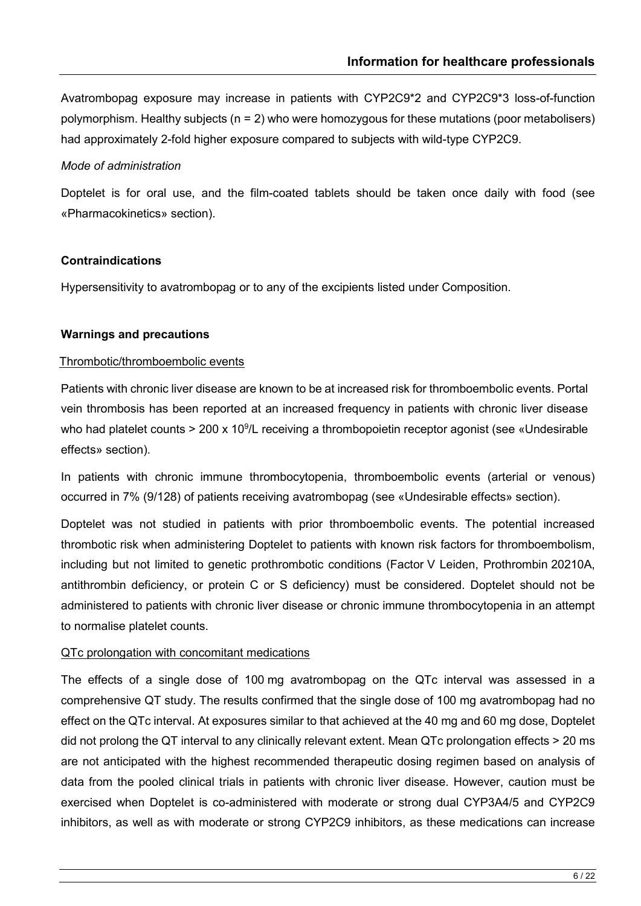Avatrombopag exposure may increase in patients with CYP2C9*2 and CYP2C9*3 loss-of-function polymorphism. Healthy subjects (n = 2) who were homozygous for these mutations (poor metabolisers) had approximately 2-fold higher exposure compared to subjects with wild-type CYP2C9.

*Mode of administration*

Doptelet is for oral use, and the film-coated tablets should be taken once daily with food (see «Pharmacokinetics» section).

**Contraindications**

Hypersensitivity to avatrombopag or to any of the excipients listed under Composition.

**Warnings and precautions**

Thrombotic/thromboembolic events

Patients with chronic liver disease are known to be at increased risk for thromboembolic events. Portal vein thrombosis has been reported at an increased frequency in patients with chronic liver disease who had platelet counts > 200 x $10^9$/L receiving a thrombopoietin receptor agonist (see «Undesirable effects» section).

In patients with chronic immune thrombocytopenia, thromboembolic events (arterial or venous) occurred in 7% (9/128) of patients receiving avatrombopag (see «Undesirable effects» section).

Doptelet was not studied in patients with prior thromboembolic events. The potential increased thrombotic risk when administering Doptelet to patients with known risk factors for thromboembolism, including but not limited to genetic prothrombotic conditions (Factor V Leiden, Prothrombin 20210A, antithrombin deficiency, or protein C or S deficiency) must be considered. Doptelet should not be administered to patients with chronic liver disease or chronic immune thrombocytopenia in an attempt to normalise platelet counts.

QTc prolongation with concomitant medications

The effects of a single dose of 100 mg avatrombopag on the QTc interval was assessed in a comprehensive QT study. The results confirmed that the single dose of 100 mg avatrombopag had no effect on the QTc interval. At exposures similar to that achieved at the 40 mg and 60 mg dose, Doptelet did not prolong the QT interval to any clinically relevant extent. Mean QTc prolongation effects > 20 ms are not anticipated with the highest recommended therapeutic dosing regimen based on analysis of data from the pooled clinical trials in patients with chronic liver disease. However, caution must be exercised when Doptelet is co-administered with moderate or strong dual CYP3A4/5 and CYP2C9 inhibitors, as well as with moderate or strong CYP2C9 inhibitors, as these medications can increase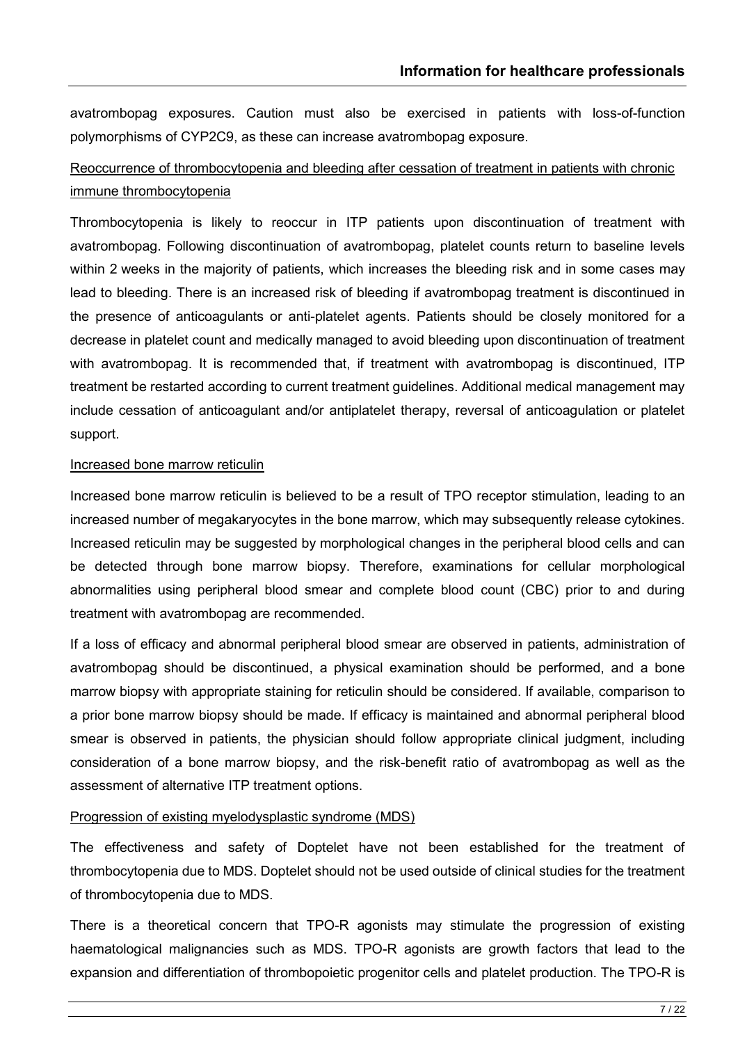avatrombopag exposures. Caution must also be exercised in patients with loss-of-function polymorphisms of CYP2C9, as these can increase avatrombopag exposure.

Reoccurrence of thrombocytopenia and bleeding after cessation of treatment in patients with chronic immune thrombocytopenia

Thrombocytopenia is likely to reoccur in ITP patients upon discontinuation of treatment with avatrombopag. Following discontinuation of avatrombopag, platelet counts return to baseline levels within 2 weeks in the majority of patients, which increases the bleeding risk and in some cases may lead to bleeding. There is an increased risk of bleeding if avatrombopag treatment is discontinued in the presence of anticoagulants or anti-platelet agents. Patients should be closely monitored for a decrease in platelet count and medically managed to avoid bleeding upon discontinuation of treatment with avatrombopag. It is recommended that, if treatment with avatrombopag is discontinued, ITP treatment be restarted according to current treatment guidelines. Additional medical management may include cessation of anticoagulant and/or antiplatelet therapy, reversal of anticoagulation or platelet support.

Increased bone marrow reticulin

Increased bone marrow reticulin is believed to be a result of TPO receptor stimulation, leading to an increased number of megakaryocytes in the bone marrow, which may subsequently release cytokines. Increased reticulin may be suggested by morphological changes in the peripheral blood cells and can be detected through bone marrow biopsy. Therefore, examinations for cellular morphological abnormalities using peripheral blood smear and complete blood count (CBC) prior to and during treatment with avatrombopag are recommended.

If a loss of efficacy and abnormal peripheral blood smear are observed in patients, administration of avatrombopag should be discontinued, a physical examination should be performed, and a bone marrow biopsy with appropriate staining for reticulin should be considered. If available, comparison to a prior bone marrow biopsy should be made. If efficacy is maintained and abnormal peripheral blood smear is observed in patients, the physician should follow appropriate clinical judgment, including consideration of a bone marrow biopsy, and the risk-benefit ratio of avatrombopag as well as the assessment of alternative ITP treatment options.

Progression of existing myelodysplastic syndrome (MDS)

The effectiveness and safety of Doptelet have not been established for the treatment of thrombocytopenia due to MDS. Doptelet should not be used outside of clinical studies for the treatment of thrombocytopenia due to MDS.

There is a theoretical concern that TPO-R agonists may stimulate the progression of existing haematological malignancies such as MDS. TPO-R agonists are growth factors that lead to the expansion and differentiation of thrombopoietic progenitor cells and platelet production. The TPO-R is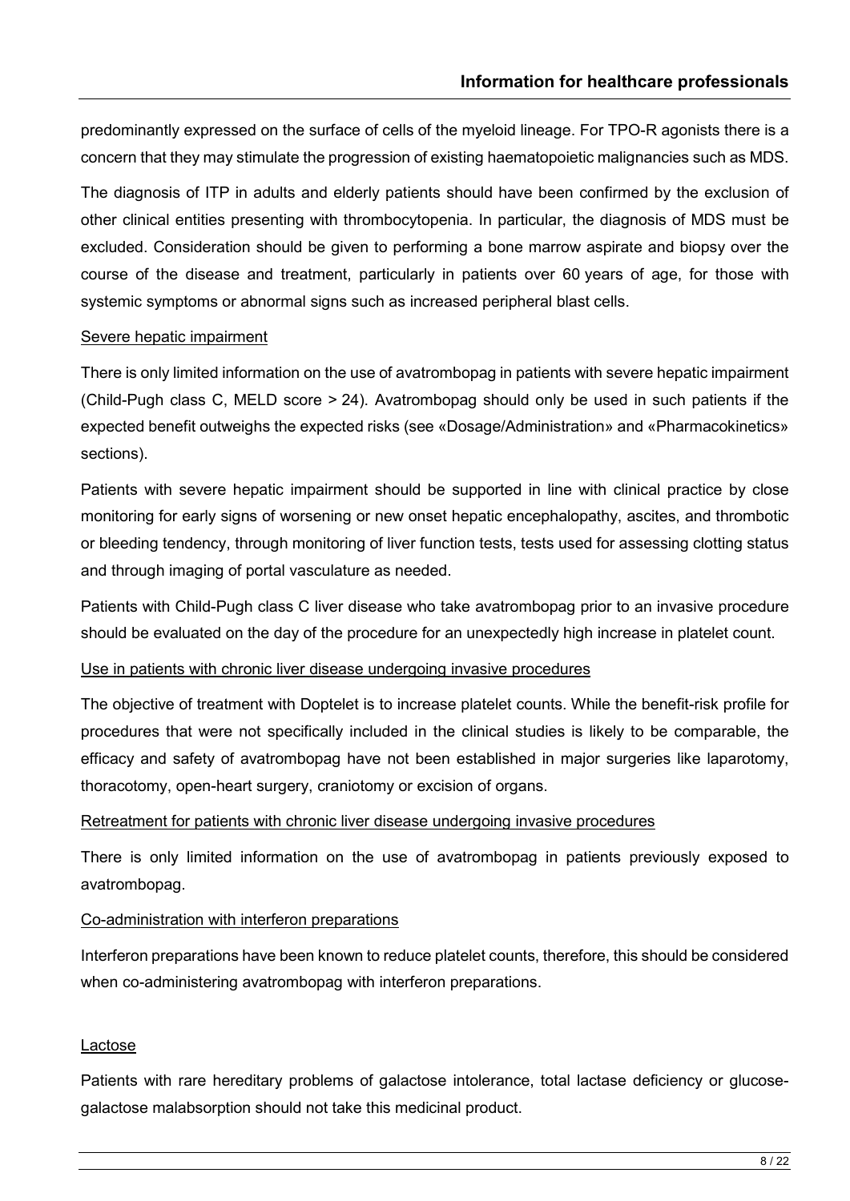predominantly expressed on the surface of cells of the myeloid lineage. For TPO-R agonists there is a concern that they may stimulate the progression of existing haematopoietic malignancies such as MDS.

The diagnosis of ITP in adults and elderly patients should have been confirmed by the exclusion of other clinical entities presenting with thrombocytopenia. In particular, the diagnosis of MDS must be excluded. Consideration should be given to performing a bone marrow aspirate and biopsy over the course of the disease and treatment, particularly in patients over 60 years of age, for those with systemic symptoms or abnormal signs such as increased peripheral blast cells.

Severe hepatic impairment

There is only limited information on the use of avatrombopag in patients with severe hepatic impairment (Child-Pugh class C, MELD score > 24). Avatrombopag should only be used in such patients if the expected benefit outweighs the expected risks (see «Dosage/Administration» and «Pharmacokinetics» sections).

Patients with severe hepatic impairment should be supported in line with clinical practice by close monitoring for early signs of worsening or new onset hepatic encephalopathy, ascites, and thrombotic or bleeding tendency, through monitoring of liver function tests, tests used for assessing clotting status and through imaging of portal vasculature as needed.

Patients with Child-Pugh class C liver disease who take avatrombopag prior to an invasive procedure should be evaluated on the day of the procedure for an unexpectedly high increase in platelet count.

Use in patients with chronic liver disease undergoing invasive procedures

The objective of treatment with Doptelet is to increase platelet counts. While the benefit-risk profile for procedures that were not specifically included in the clinical studies is likely to be comparable, the efficacy and safety of avatrombopag have not been established in major surgeries like laparotomy, thoracotomy, open-heart surgery, craniotomy or excision of organs.

Retreatment for patients with chronic liver disease undergoing invasive procedures

There is only limited information on the use of avatrombopag in patients previously exposed to avatrombopag.

Co-administration with interferon preparations

Interferon preparations have been known to reduce platelet counts, therefore, this should be considered when co-administering avatrombopag with interferon preparations.

Lactose

Patients with rare hereditary problems of galactose intolerance, total lactase deficiency or glucose-galactose malabsorption should not take this medicinal product.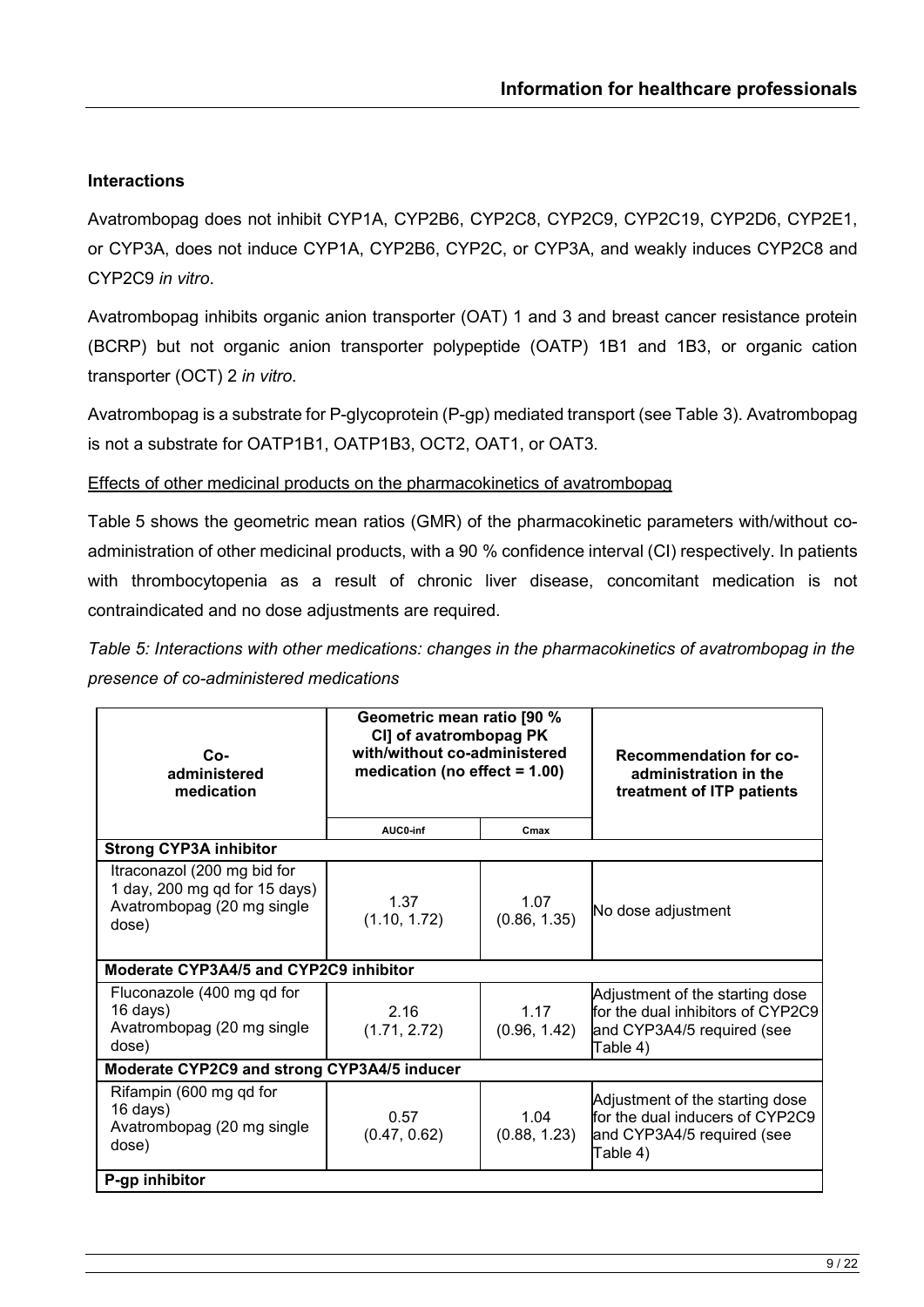## Interactions

Avatrombopag does not inhibit CYP1A, CYP2B6, CYP2C8, CYP2C9, CYP2C19, CYP2D6, CYP2E1, or CYP3A, does not induce CYP1A, CYP2B6, CYP2C, or CYP3A, and weakly induces CYP2C8 and CYP2C9 *in vitro*.

Avatrombopag inhibits organic anion transporter (OAT) 1 and 3 and breast cancer resistance protein (BCRP) but not organic anion transporter polypeptide (OATP) 1B1 and 1B3, or organic cation transporter (OCT) 2 *in vitro*.

Avatrombopag is a substrate for P-glycoprotein (P-gp) mediated transport (see Table 3). Avatrombopag is not a substrate for OATP1B1, OATP1B3, OCT2, OAT1, or OAT3.

Effects of other medicinal products on the pharmacokinetics of avatrombopag

Table 5 shows the geometric mean ratios (GMR) of the pharmacokinetic parameters with/without co-administration of other medicinal products, with a 90 % confidence interval (CI) respectively. In patients with thrombocytopenia as a result of chronic liver disease, concomitant medication is not contraindicated and no dose adjustments are required.

*Table 5: Interactions with other medications: changes in the pharmacokinetics of avatrombopag in the presence of co-administered medications*

| Co-administered medication | Geometric mean ratio [90 % CI] of avatrombopag PK with/without co-administered medication (no effect = 1.00) | | Recommendation for co-administration in the treatment of ITP patients |
|---|---|---|---|
| | $AUC_{0-inf}$ | $C_{max}$ | |
| **Strong CYP3A inhibitor** | | | |
| Itraconazol (200 mg bid for 1 day, 200 mg qd for 15 days) Avatrombopag (20 mg single dose) | 1.37 (1.10, 1.72) | 1.07 (0.86, 1.35) | No dose adjustment |
| **Moderate CYP3A4/5 and CYP2C9 inhibitor** | | | |
| Fluconazole (400 mg qd for 16 days) Avatrombopag (20 mg single dose) | 2.16 (1.71, 2.72) | 1.17 (0.96, 1.42) | Adjustment of the starting dose for the dual inhibitors of CYP2C9 and CYP3A4/5 required (see Table 4) |
| **Moderate CYP2C9 and strong CYP3A4/5 inducer** | | | |
| Rifampin (600 mg qd for 16 days) Avatrombopag (20 mg single dose) | 0.57 (0.47, 0.62) | 1.04 (0.88, 1.23) | Adjustment of the starting dose for the dual inducers of CYP2C9 and CYP3A4/5 required (see Table 4) |
| **P-gp inhibitor** | | | |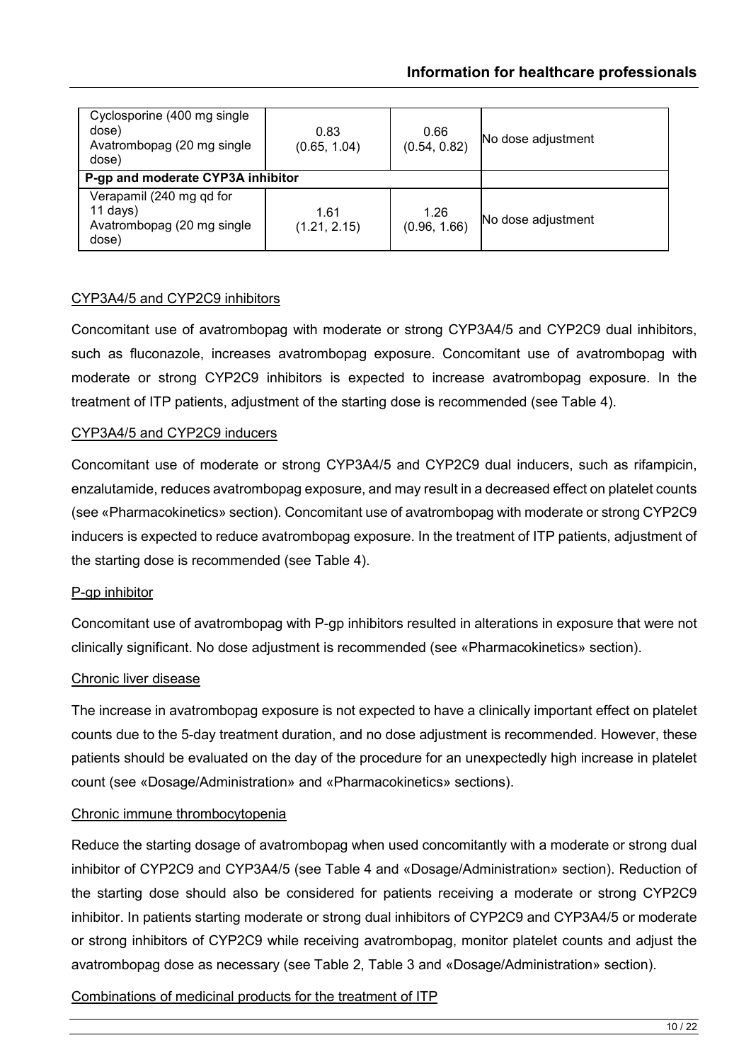| | | | |
|---|---|---|---|
| Cyclosporine (400 mg single dose) Avatrombopag (20 mg single dose) | 0.83 (0.65, 1.04) | 0.66 (0.54, 0.82) | No dose adjustment |
| **P-gp and moderate CYP3A inhibitor** | | | |
| Verapamil (240 mg qd for 11 days) Avatrombopag (20 mg single dose) | 1.61 (1.21, 2.15) | 1.26 (0.96, 1.66) | No dose adjustment |

CYP3A4/5 and CYP2C9 inhibitors

Concomitant use of avatrombopag with moderate or strong CYP3A4/5 and CYP2C9 dual inhibitors, such as fluconazole, increases avatrombopag exposure. Concomitant use of avatrombopag with moderate or strong CYP2C9 inhibitors is expected to increase avatrombopag exposure. In the treatment of ITP patients, adjustment of the starting dose is recommended (see Table 4).

CYP3A4/5 and CYP2C9 inducers

Concomitant use of moderate or strong CYP3A4/5 and CYP2C9 dual inducers, such as rifampicin, enzalutamide, reduces avatrombopag exposure, and may result in a decreased effect on platelet counts (see «Pharmacokinetics» section). Concomitant use of avatrombopag with moderate or strong CYP2C9 inducers is expected to reduce avatrombopag exposure. In the treatment of ITP patients, adjustment of the starting dose is recommended (see Table 4).

P-gp inhibitor

Concomitant use of avatrombopag with P-gp inhibitors resulted in alterations in exposure that were not clinically significant. No dose adjustment is recommended (see «Pharmacokinetics» section).

Chronic liver disease

The increase in avatrombopag exposure is not expected to have a clinically important effect on platelet counts due to the 5-day treatment duration, and no dose adjustment is recommended. However, these patients should be evaluated on the day of the procedure for an unexpectedly high increase in platelet count (see «Dosage/Administration» and «Pharmacokinetics» sections).

Chronic immune thrombocytopenia

Reduce the starting dosage of avatrombopag when used concomitantly with a moderate or strong dual inhibitor of CYP2C9 and CYP3A4/5 (see Table 4 and «Dosage/Administration» section). Reduction of the starting dose should also be considered for patients receiving a moderate or strong CYP2C9 inhibitor. In patients starting moderate or strong dual inhibitors of CYP2C9 and CYP3A4/5 or moderate or strong inhibitors of CYP2C9 while receiving avatrombopag, monitor platelet counts and adjust the avatrombopag dose as necessary (see Table 2, Table 3 and «Dosage/Administration» section).

Combinations of medicinal products for the treatment of ITP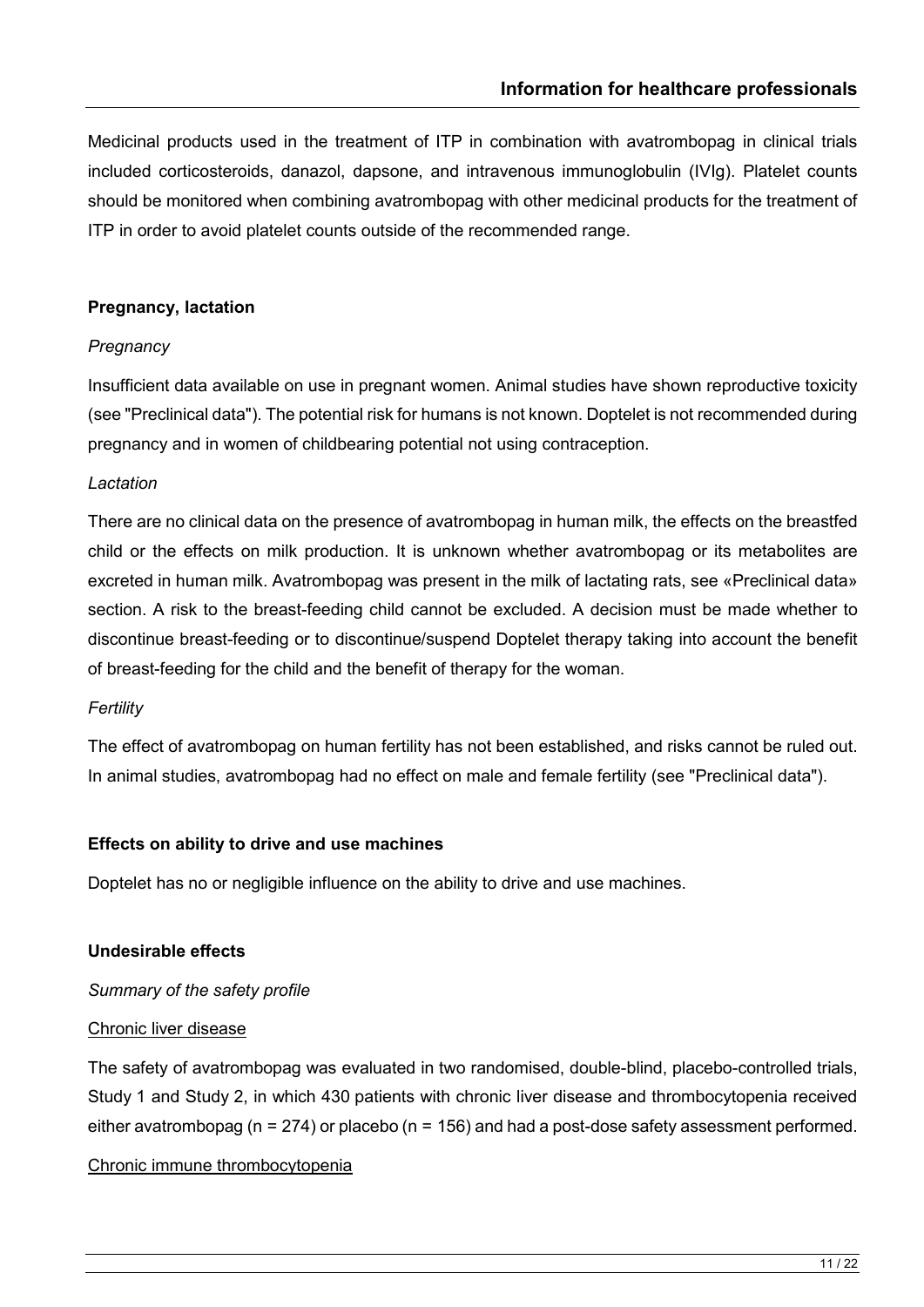Medicinal products used in the treatment of ITP in combination with avatrombopag in clinical trials included corticosteroids, danazol, dapsone, and intravenous immunoglobulin (IVIg). Platelet counts should be monitored when combining avatrombopag with other medicinal products for the treatment of ITP in order to avoid platelet counts outside of the recommended range.

**Pregnancy, lactation**

*Pregnancy*

Insufficient data available on use in pregnant women. Animal studies have shown reproductive toxicity (see "Preclinical data"). The potential risk for humans is not known. Doptelet is not recommended during pregnancy and in women of childbearing potential not using contraception.

*Lactation*

There are no clinical data on the presence of avatrombopag in human milk, the effects on the breastfed child or the effects on milk production. It is unknown whether avatrombopag or its metabolites are excreted in human milk. Avatrombopag was present in the milk of lactating rats, see «Preclinical data» section. A risk to the breast-feeding child cannot be excluded. A decision must be made whether to discontinue breast-feeding or to discontinue/suspend Doptelet therapy taking into account the benefit of breast-feeding for the child and the benefit of therapy for the woman.

*Fertility*

The effect of avatrombopag on human fertility has not been established, and risks cannot be ruled out. In animal studies, avatrombopag had no effect on male and female fertility (see "Preclinical data").

**Effects on ability to drive and use machines**

Doptelet has no or negligible influence on the ability to drive and use machines.

**Undesirable effects**

*Summary of the safety profile*

Chronic liver disease

The safety of avatrombopag was evaluated in two randomised, double-blind, placebo-controlled trials, Study 1 and Study 2, in which 430 patients with chronic liver disease and thrombocytopenia received either avatrombopag (n = 274) or placebo (n = 156) and had a post-dose safety assessment performed.

Chronic immune thrombocytopenia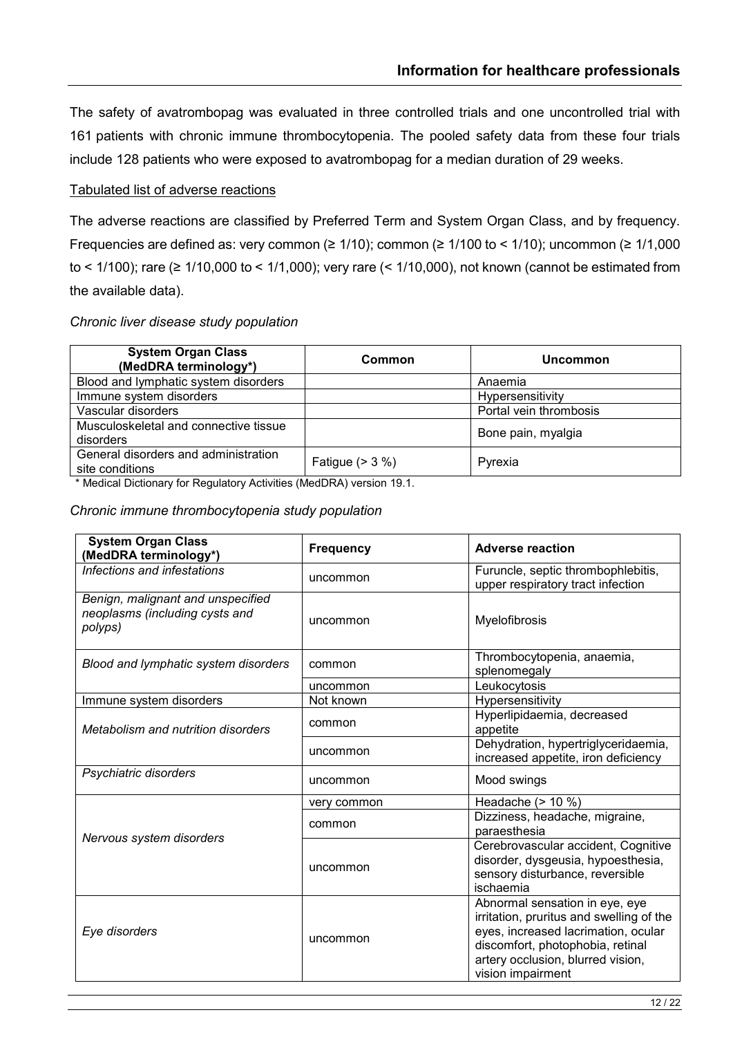The safety of avatrombopag was evaluated in three controlled trials and one uncontrolled trial with 161 patients with chronic immune thrombocytopenia. The pooled safety data from these four trials include 128 patients who were exposed to avatrombopag for a median duration of 29 weeks.

Tabulated list of adverse reactions

The adverse reactions are classified by Preferred Term and System Organ Class, and by frequency. Frequencies are defined as: very common (≥ 1/10); common (≥ 1/100 to < 1/10); uncommon (≥ 1/1,000 to < 1/100); rare (≥ 1/10,000 to < 1/1,000); very rare (< 1/10,000), not known (cannot be estimated from the available data).

*Chronic liver disease study population*

| System Organ Class (MedDRA terminology*) | Common | Uncommon |
|---|---|---|
| Blood and lymphatic system disorders | | Anaemia |
| Immune system disorders | | Hypersensitivity |
| Vascular disorders | | Portal vein thrombosis |
| Musculoskeletal and connective tissue disorders | | Bone pain, myalgia |
| General disorders and administration site conditions | Fatigue (> 3 %) | Pyrexia |

\* Medical Dictionary for Regulatory Activities (MedDRA) version 19.1.

*Chronic immune thrombocytopenia study population*

| System Organ Class (MedDRA terminology*) | Frequency | Adverse reaction |
|---|---|---|
| *Infections and infestations* | uncommon | Furuncle, septic thrombophlebitis, upper respiratory tract infection |
| *Benign, malignant and unspecified neoplasms (including cysts and polyps)* | uncommon | Myelofibrosis |
| *Blood and lymphatic system disorders* | common | Thrombocytopenia, anaemia, splenomegaly |
| | uncommon | Leukocytosis |
| Immune system disorders | Not known | Hypersensitivity |
| *Metabolism and nutrition disorders* | common | Hyperlipidaemia, decreased appetite |
| | uncommon | Dehydration, hypertriglyceridaemia, increased appetite, iron deficiency |
| *Psychiatric disorders* | uncommon | Mood swings |
| *Nervous system disorders* | very common | Headache (> 10 %) |
| | common | Dizziness, headache, migraine, paraesthesia |
| | uncommon | Cerebrovascular accident, Cognitive disorder, dysgeusia, hypoesthesia, sensory disturbance, reversible ischaemia |
| *Eye disorders* | uncommon | Abnormal sensation in eye, eye irritation, pruritus and swelling of the eyes, increased lacrimation, ocular discomfort, photophobia, retinal artery occlusion, blurred vision, vision impairment |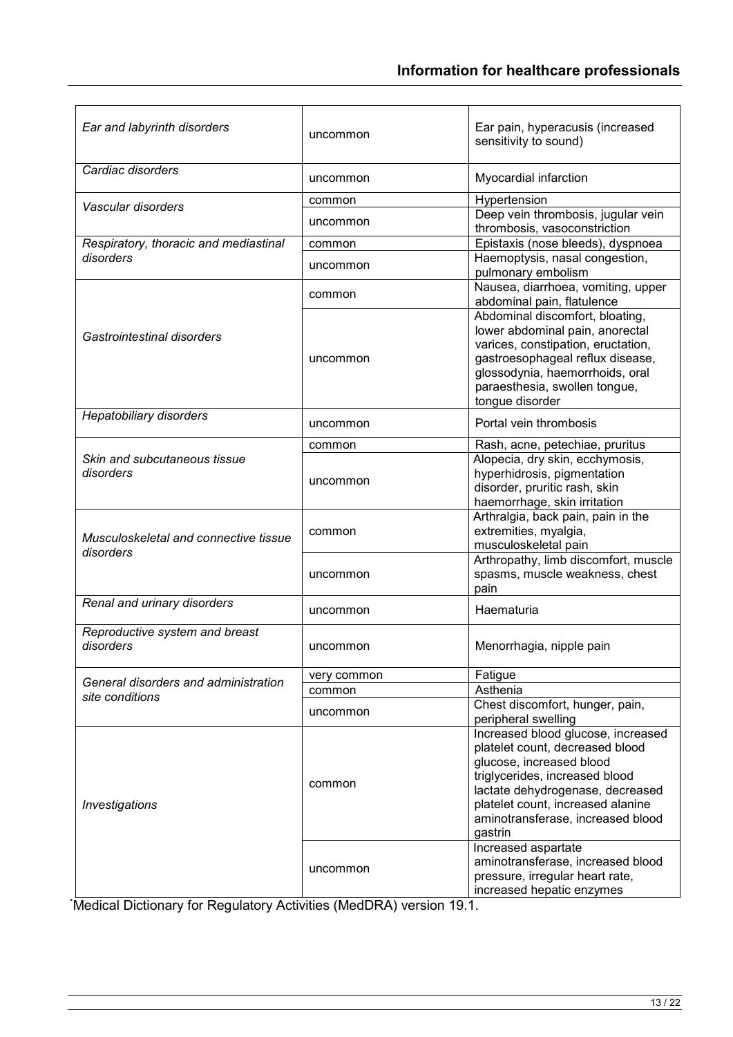| *Ear and labyrinth disorders* | uncommon | Ear pain, hyperacusis (increased sensitivity to sound) |
|---|---|---|
| *Cardiac disorders* | uncommon | Myocardial infarction |
| *Vascular disorders* | common | Hypertension |
| | uncommon | Deep vein thrombosis, jugular vein thrombosis, vasoconstriction |
| *Respiratory, thoracic and mediastinal disorders* | common | Epistaxis (nose bleeds), dyspnoea |
| | uncommon | Haemoptysis, nasal congestion, pulmonary embolism |
| *Gastrointestinal disorders* | common | Nausea, diarrhoea, vomiting, upper abdominal pain, flatulence |
| | uncommon | Abdominal discomfort, bloating, lower abdominal pain, anorectal varices, constipation, eructation, gastroesophageal reflux disease, glossodynia, haemorrhoids, oral paraesthesia, swollen tongue, tongue disorder |
| *Hepatobiliary disorders* | uncommon | Portal vein thrombosis |
| *Skin and subcutaneous tissue disorders* | common | Rash, acne, petechiae, pruritus |
| | uncommon | Alopecia, dry skin, ecchymosis, hyperhidrosis, pigmentation disorder, pruritic rash, skin haemorrhage, skin irritation |
| *Musculoskeletal and connective tissue disorders* | common | Arthralgia, back pain, pain in the extremities, myalgia, musculoskeletal pain |
| | uncommon | Arthropathy, limb discomfort, muscle spasms, muscle weakness, chest pain |
| *Renal and urinary disorders* | uncommon | Haematuria |
| *Reproductive system and breast disorders* | uncommon | Menorrhagia, nipple pain |
| *General disorders and administration site conditions* | very common | Fatigue |
| | common | Asthenia |
| | uncommon | Chest discomfort, hunger, pain, peripheral swelling |
| *Investigations* | common | Increased blood glucose, increased platelet count, decreased blood glucose, increased blood triglycerides, increased blood lactate dehydrogenase, decreased platelet count, increased alanine aminotransferase, increased blood gastrin |
| | uncommon | Increased aspartate aminotransferase, increased blood pressure, irregular heart rate, increased hepatic enzymes |

*Medical Dictionary for Regulatory Activities (MedDRA) version 19.1.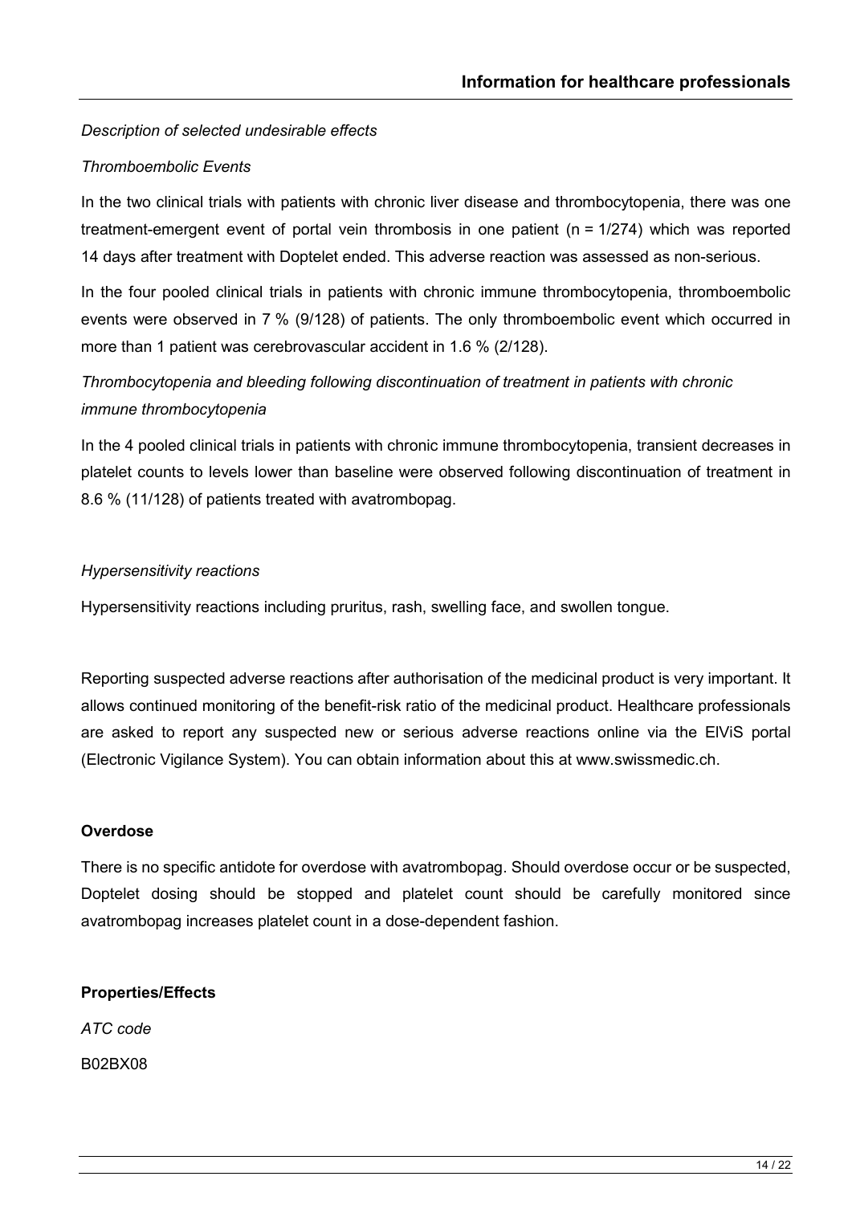*Description of selected undesirable effects*

*Thromboembolic Events*

In the two clinical trials with patients with chronic liver disease and thrombocytopenia, there was one treatment-emergent event of portal vein thrombosis in one patient (n = 1/274) which was reported 14 days after treatment with Doptelet ended. This adverse reaction was assessed as non-serious.

In the four pooled clinical trials in patients with chronic immune thrombocytopenia, thromboembolic events were observed in 7 % (9/128) of patients. The only thromboembolic event which occurred in more than 1 patient was cerebrovascular accident in 1.6 % (2/128).

*Thrombocytopenia and bleeding following discontinuation of treatment in patients with chronic immune thrombocytopenia*

In the 4 pooled clinical trials in patients with chronic immune thrombocytopenia, transient decreases in platelet counts to levels lower than baseline were observed following discontinuation of treatment in 8.6 % (11/128) of patients treated with avatrombopag.

*Hypersensitivity reactions*

Hypersensitivity reactions including pruritus, rash, swelling face, and swollen tongue.

Reporting suspected adverse reactions after authorisation of the medicinal product is very important. It allows continued monitoring of the benefit-risk ratio of the medicinal product. Healthcare professionals are asked to report any suspected new or serious adverse reactions online via the ElViS portal (Electronic Vigilance System). You can obtain information about this at www.swissmedic.ch.

**Overdose**

There is no specific antidote for overdose with avatrombopag. Should overdose occur or be suspected, Doptelet dosing should be stopped and platelet count should be carefully monitored since avatrombopag increases platelet count in a dose-dependent fashion.

**Properties/Effects**

*ATC code*

B02BX08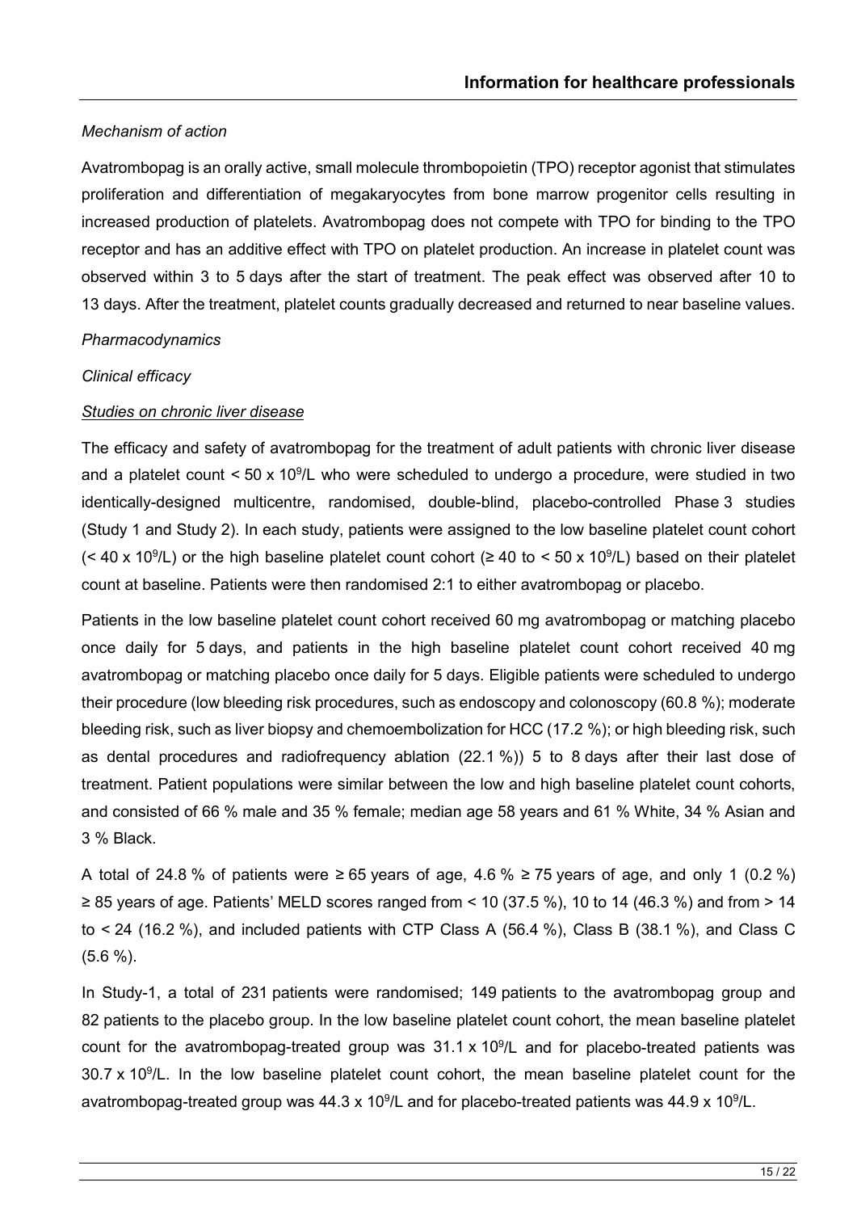*Mechanism of action*

Avatrombopag is an orally active, small molecule thrombopoietin (TPO) receptor agonist that stimulates proliferation and differentiation of megakaryocytes from bone marrow progenitor cells resulting in increased production of platelets. Avatrombopag does not compete with TPO for binding to the TPO receptor and has an additive effect with TPO on platelet production. An increase in platelet count was observed within 3 to 5 days after the start of treatment. The peak effect was observed after 10 to 13 days. After the treatment, platelet counts gradually decreased and returned to near baseline values.

*Pharmacodynamics*

*Clinical efficacy*

*<u>Studies on chronic liver disease</u>*

The efficacy and safety of avatrombopag for the treatment of adult patients with chronic liver disease and a platelet count < 50 x $10^9$/L who were scheduled to undergo a procedure, were studied in two identically-designed multicentre, randomised, double-blind, placebo-controlled Phase 3 studies (Study 1 and Study 2). In each study, patients were assigned to the low baseline platelet count cohort (< 40 x $10^9$/L) or the high baseline platelet count cohort (≥ 40 to < 50 x $10^9$/L) based on their platelet count at baseline. Patients were then randomised 2:1 to either avatrombopag or placebo.

Patients in the low baseline platelet count cohort received 60 mg avatrombopag or matching placebo once daily for 5 days, and patients in the high baseline platelet count cohort received 40 mg avatrombopag or matching placebo once daily for 5 days. Eligible patients were scheduled to undergo their procedure (low bleeding risk procedures, such as endoscopy and colonoscopy (60.8 %); moderate bleeding risk, such as liver biopsy and chemoembolization for HCC (17.2 %); or high bleeding risk, such as dental procedures and radiofrequency ablation (22.1 %)) 5 to 8 days after their last dose of treatment. Patient populations were similar between the low and high baseline platelet count cohorts, and consisted of 66 % male and 35 % female; median age 58 years and 61 % White, 34 % Asian and 3 % Black.

A total of 24.8 % of patients were ≥ 65 years of age, 4.6 % ≥ 75 years of age, and only 1 (0.2 %) ≥ 85 years of age. Patients' MELD scores ranged from < 10 (37.5 %), 10 to 14 (46.3 %) and from > 14 to < 24 (16.2 %), and included patients with CTP Class A (56.4 %), Class B (38.1 %), and Class C (5.6 %).

In Study-1, a total of 231 patients were randomised; 149 patients to the avatrombopag group and 82 patients to the placebo group. In the low baseline platelet count cohort, the mean baseline platelet count for the avatrombopag-treated group was 31.1 x $10^9$/L and for placebo-treated patients was 30.7 x $10^9$/L. In the low baseline platelet count cohort, the mean baseline platelet count for the avatrombopag-treated group was 44.3 x $10^9$/L and for placebo-treated patients was 44.9 x $10^9$/L.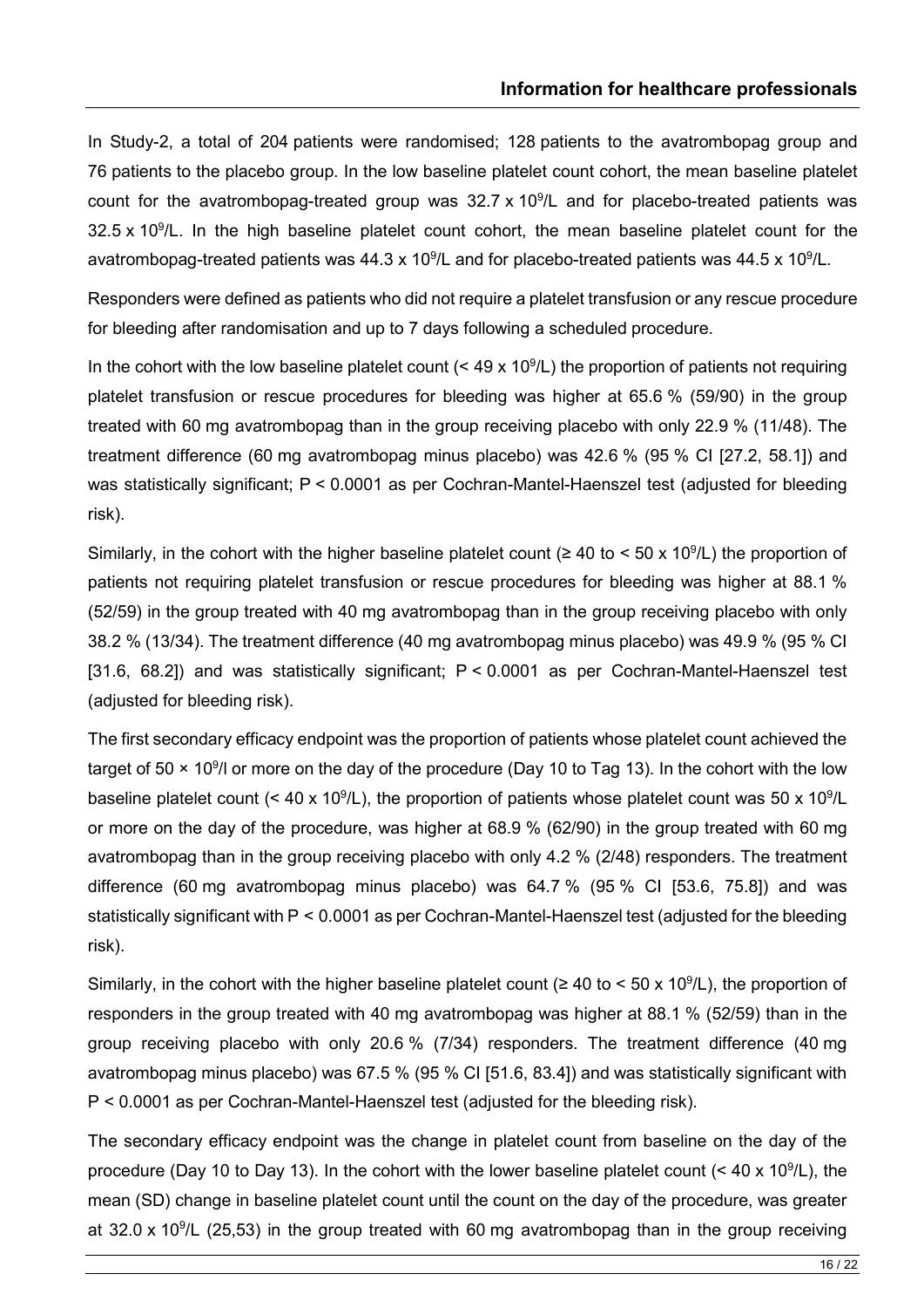In Study-2, a total of 204 patients were randomised; 128 patients to the avatrombopag group and 76 patients to the placebo group. In the low baseline platelet count cohort, the mean baseline platelet count for the avatrombopag-treated group was 32.7 x $10^9$/L and for placebo-treated patients was 32.5 x $10^9$/L. In the high baseline platelet count cohort, the mean baseline platelet count for the avatrombopag-treated patients was 44.3 x $10^9$/L and for placebo-treated patients was 44.5 x $10^9$/L.

Responders were defined as patients who did not require a platelet transfusion or any rescue procedure for bleeding after randomisation and up to 7 days following a scheduled procedure.

In the cohort with the low baseline platelet count (< 49 x $10^9$/L) the proportion of patients not requiring platelet transfusion or rescue procedures for bleeding was higher at 65.6 % (59/90) in the group treated with 60 mg avatrombopag than in the group receiving placebo with only 22.9 % (11/48). The treatment difference (60 mg avatrombopag minus placebo) was 42.6 % (95 % CI [27.2, 58.1]) and was statistically significant; P < 0.0001 as per Cochran-Mantel-Haenszel test (adjusted for bleeding risk).

Similarly, in the cohort with the higher baseline platelet count (≥ 40 to < 50 x $10^9$/L) the proportion of patients not requiring platelet transfusion or rescue procedures for bleeding was higher at 88.1 % (52/59) in the group treated with 40 mg avatrombopag than in the group receiving placebo with only 38.2 % (13/34). The treatment difference (40 mg avatrombopag minus placebo) was 49.9 % (95 % CI [31.6, 68.2]) and was statistically significant; P < 0.0001 as per Cochran-Mantel-Haenszel test (adjusted for bleeding risk).

The first secondary efficacy endpoint was the proportion of patients whose platelet count achieved the target of 50 × $10^9$/l or more on the day of the procedure (Day 10 to Tag 13). In the cohort with the low baseline platelet count (< 40 x $10^9$/L), the proportion of patients whose platelet count was 50 x $10^9$/L or more on the day of the procedure, was higher at 68.9 % (62/90) in the group treated with 60 mg avatrombopag than in the group receiving placebo with only 4.2 % (2/48) responders. The treatment difference (60 mg avatrombopag minus placebo) was 64.7 % (95 % CI [53.6, 75.8]) and was statistically significant with P < 0.0001 as per Cochran-Mantel-Haenszel test (adjusted for the bleeding risk).

Similarly, in the cohort with the higher baseline platelet count (≥ 40 to < 50 x $10^9$/L), the proportion of responders in the group treated with 40 mg avatrombopag was higher at 88.1 % (52/59) than in the group receiving placebo with only 20.6 % (7/34) responders. The treatment difference (40 mg avatrombopag minus placebo) was 67.5 % (95 % CI [51.6, 83.4]) and was statistically significant with P < 0.0001 as per Cochran-Mantel-Haenszel test (adjusted for the bleeding risk).

The secondary efficacy endpoint was the change in platelet count from baseline on the day of the procedure (Day 10 to Day 13). In the cohort with the lower baseline platelet count (< 40 x $10^9$/L), the mean (SD) change in baseline platelet count until the count on the day of the procedure, was greater at 32.0 x $10^9$/L (25,53) in the group treated with 60 mg avatrombopag than in the group receiving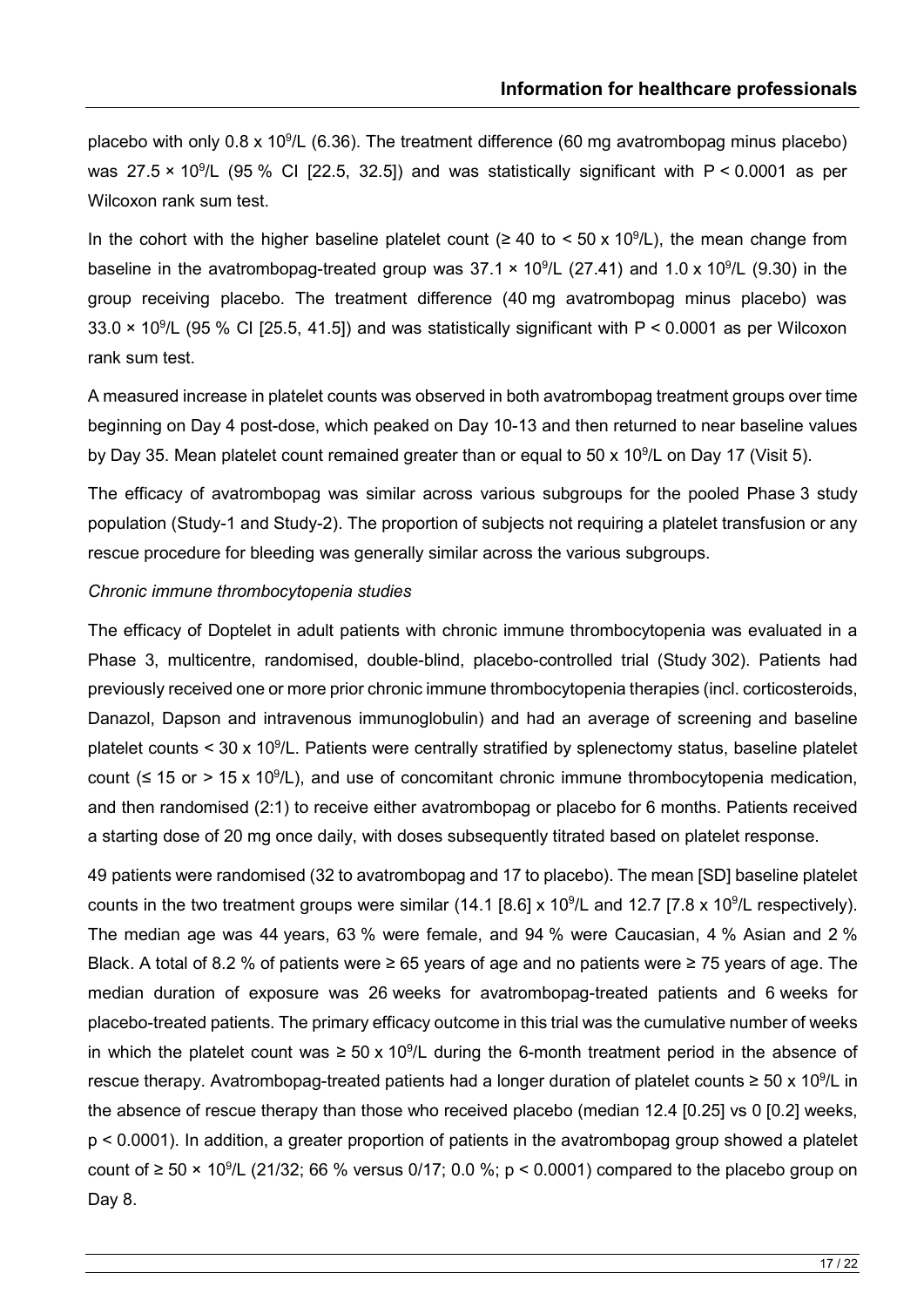placebo with only 0.8 x $10^9$/L (6.36). The treatment difference (60 mg avatrombopag minus placebo) was 27.5 × $10^9$/L (95 % CI [22.5, 32.5]) and was statistically significant with $P < 0.0001$ as per Wilcoxon rank sum test.

In the cohort with the higher baseline platelet count (≥ 40 to < 50 x $10^9$/L), the mean change from baseline in the avatrombopag-treated group was 37.1 × $10^9$/L (27.41) and 1.0 x $10^9$/L (9.30) in the group receiving placebo. The treatment difference (40 mg avatrombopag minus placebo) was 33.0 × $10^9$/L (95 % CI [25.5, 41.5]) and was statistically significant with $P < 0.0001$ as per Wilcoxon rank sum test.

A measured increase in platelet counts was observed in both avatrombopag treatment groups over time beginning on Day 4 post-dose, which peaked on Day 10-13 and then returned to near baseline values by Day 35. Mean platelet count remained greater than or equal to 50 x $10^9$/L on Day 17 (Visit 5).

The efficacy of avatrombopag was similar across various subgroups for the pooled Phase 3 study population (Study-1 and Study-2). The proportion of subjects not requiring a platelet transfusion or any rescue procedure for bleeding was generally similar across the various subgroups.

*Chronic immune thrombocytopenia studies*

The efficacy of Doptelet in adult patients with chronic immune thrombocytopenia was evaluated in a Phase 3, multicentre, randomised, double-blind, placebo-controlled trial (Study 302). Patients had previously received one or more prior chronic immune thrombocytopenia therapies (incl. corticosteroids, Danazol, Dapson and intravenous immunoglobulin) and had an average of screening and baseline platelet counts < 30 x $10^9$/L. Patients were centrally stratified by splenectomy status, baseline platelet count (≤ 15 or > 15 x $10^9$/L), and use of concomitant chronic immune thrombocytopenia medication, and then randomised (2:1) to receive either avatrombopag or placebo for 6 months. Patients received a starting dose of 20 mg once daily, with doses subsequently titrated based on platelet response.

49 patients were randomised (32 to avatrombopag and 17 to placebo). The mean [SD] baseline platelet counts in the two treatment groups were similar (14.1 [8.6] x $10^9$/L and 12.7 [7.8 x $10^9$/L respectively). The median age was 44 years, 63 % were female, and 94 % were Caucasian, 4 % Asian and 2 % Black. A total of 8.2 % of patients were ≥ 65 years of age and no patients were ≥ 75 years of age. The median duration of exposure was 26 weeks for avatrombopag-treated patients and 6 weeks for placebo-treated patients. The primary efficacy outcome in this trial was the cumulative number of weeks in which the platelet count was ≥ 50 x $10^9$/L during the 6-month treatment period in the absence of rescue therapy. Avatrombopag-treated patients had a longer duration of platelet counts ≥ 50 x $10^9$/L in the absence of rescue therapy than those who received placebo (median 12.4 [0.25] vs 0 [0.2] weeks, $p < 0.0001$). In addition, a greater proportion of patients in the avatrombopag group showed a platelet count of ≥ 50 × $10^9$/L (21/32; 66 % versus 0/17; 0.0 %; $p < 0.0001$) compared to the placebo group on Day 8.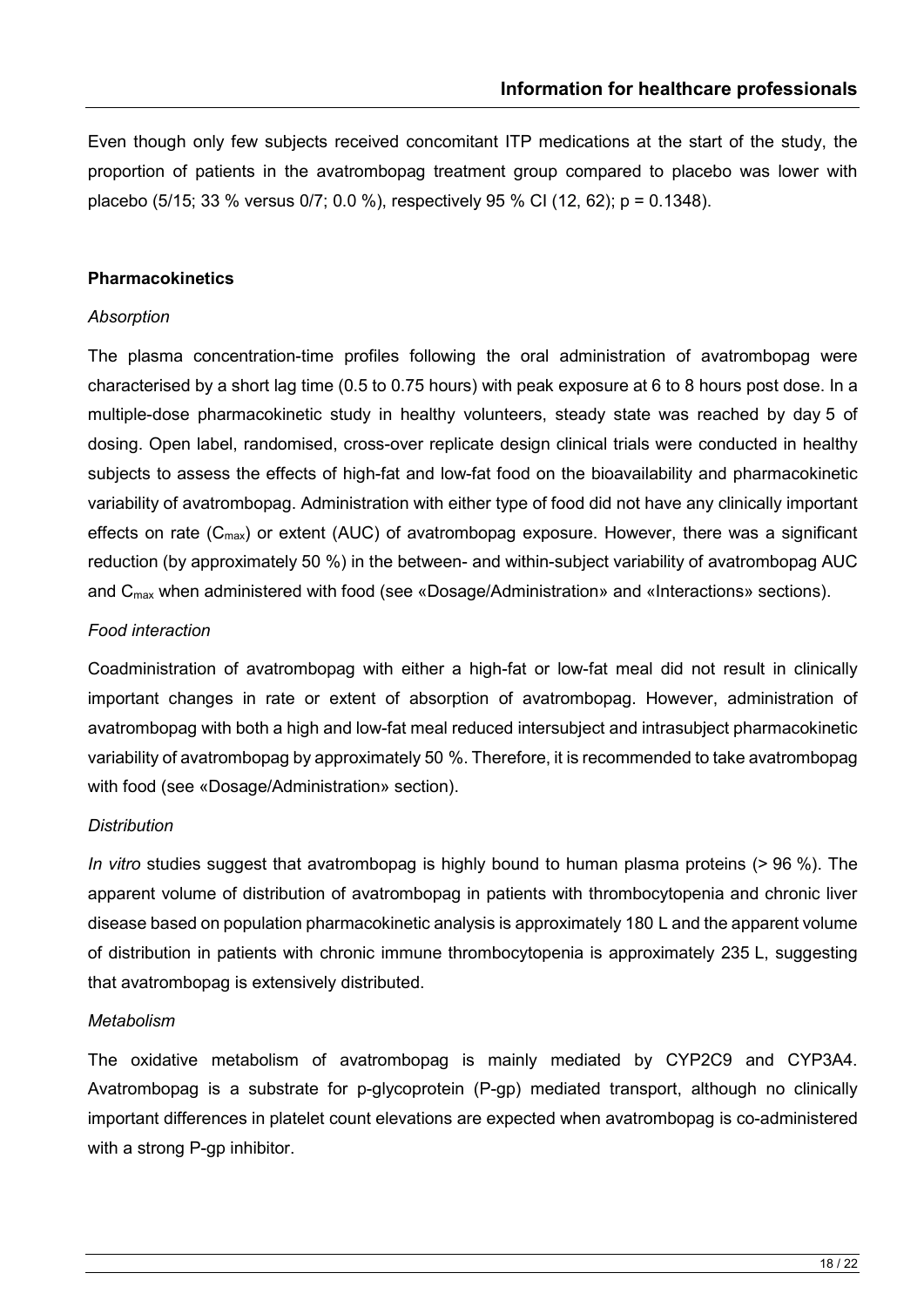Even though only few subjects received concomitant ITP medications at the start of the study, the proportion of patients in the avatrombopag treatment group compared to placebo was lower with placebo (5/15; 33 % versus 0/7; 0.0 %), respectively 95 % CI (12, 62); p = 0.1348).

**Pharmacokinetics**

*Absorption*

The plasma concentration-time profiles following the oral administration of avatrombopag were characterised by a short lag time (0.5 to 0.75 hours) with peak exposure at 6 to 8 hours post dose. In a multiple-dose pharmacokinetic study in healthy volunteers, steady state was reached by day 5 of dosing. Open label, randomised, cross-over replicate design clinical trials were conducted in healthy subjects to assess the effects of high-fat and low-fat food on the bioavailability and pharmacokinetic variability of avatrombopag. Administration with either type of food did not have any clinically important effects on rate ($C_{max}$) or extent (AUC) of avatrombopag exposure. However, there was a significant reduction (by approximately 50 %) in the between- and within-subject variability of avatrombopag AUC and $C_{max}$ when administered with food (see «Dosage/Administration» and «Interactions» sections).

*Food interaction*

Coadministration of avatrombopag with either a high-fat or low-fat meal did not result in clinically important changes in rate or extent of absorption of avatrombopag. However, administration of avatrombopag with both a high and low-fat meal reduced intersubject and intrasubject pharmacokinetic variability of avatrombopag by approximately 50 %. Therefore, it is recommended to take avatrombopag with food (see «Dosage/Administration» section).

*Distribution*

*In vitro* studies suggest that avatrombopag is highly bound to human plasma proteins (> 96 %). The apparent volume of distribution of avatrombopag in patients with thrombocytopenia and chronic liver disease based on population pharmacokinetic analysis is approximately 180 L and the apparent volume of distribution in patients with chronic immune thrombocytopenia is approximately 235 L, suggesting that avatrombopag is extensively distributed.

*Metabolism*

The oxidative metabolism of avatrombopag is mainly mediated by CYP2C9 and CYP3A4. Avatrombopag is a substrate for p-glycoprotein (P-gp) mediated transport, although no clinically important differences in platelet count elevations are expected when avatrombopag is co-administered with a strong P-gp inhibitor.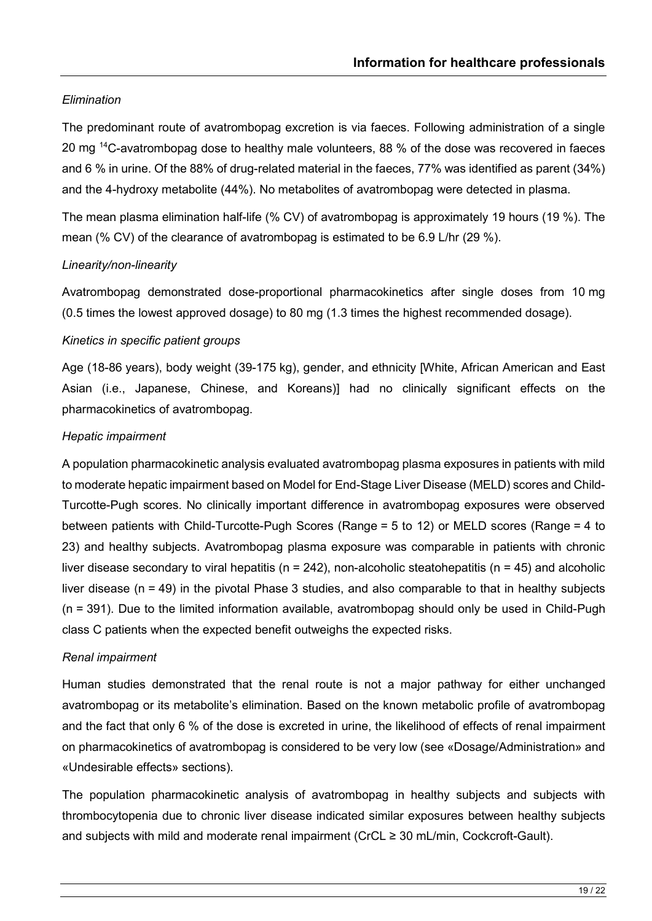*Elimination*

The predominant route of avatrombopag excretion is via faeces. Following administration of a single 20 mg $^{14}$C-avatrombopag dose to healthy male volunteers, 88 % of the dose was recovered in faeces and 6 % in urine. Of the 88% of drug-related material in the faeces, 77% was identified as parent (34%) and the 4-hydroxy metabolite (44%). No metabolites of avatrombopag were detected in plasma.

The mean plasma elimination half-life (% CV) of avatrombopag is approximately 19 hours (19 %). The mean (% CV) of the clearance of avatrombopag is estimated to be 6.9 L/hr (29 %).

*Linearity/non-linearity*

Avatrombopag demonstrated dose-proportional pharmacokinetics after single doses from 10 mg (0.5 times the lowest approved dosage) to 80 mg (1.3 times the highest recommended dosage).

*Kinetics in specific patient groups*

Age (18-86 years), body weight (39-175 kg), gender, and ethnicity [White, African American and East Asian (i.e., Japanese, Chinese, and Koreans)] had no clinically significant effects on the pharmacokinetics of avatrombopag.

*Hepatic impairment*

A population pharmacokinetic analysis evaluated avatrombopag plasma exposures in patients with mild to moderate hepatic impairment based on Model for End-Stage Liver Disease (MELD) scores and Child-Turcotte-Pugh scores. No clinically important difference in avatrombopag exposures were observed between patients with Child-Turcotte-Pugh Scores (Range = 5 to 12) or MELD scores (Range = 4 to 23) and healthy subjects. Avatrombopag plasma exposure was comparable in patients with chronic liver disease secondary to viral hepatitis (n = 242), non-alcoholic steatohepatitis (n = 45) and alcoholic liver disease (n = 49) in the pivotal Phase 3 studies, and also comparable to that in healthy subjects (n = 391). Due to the limited information available, avatrombopag should only be used in Child-Pugh class C patients when the expected benefit outweighs the expected risks.

*Renal impairment*

Human studies demonstrated that the renal route is not a major pathway for either unchanged avatrombopag or its metabolite's elimination. Based on the known metabolic profile of avatrombopag and the fact that only 6 % of the dose is excreted in urine, the likelihood of effects of renal impairment on pharmacokinetics of avatrombopag is considered to be very low (see «Dosage/Administration» and «Undesirable effects» sections).

The population pharmacokinetic analysis of avatrombopag in healthy subjects and subjects with thrombocytopenia due to chronic liver disease indicated similar exposures between healthy subjects and subjects with mild and moderate renal impairment (CrCL ≥ 30 mL/min, Cockcroft-Gault).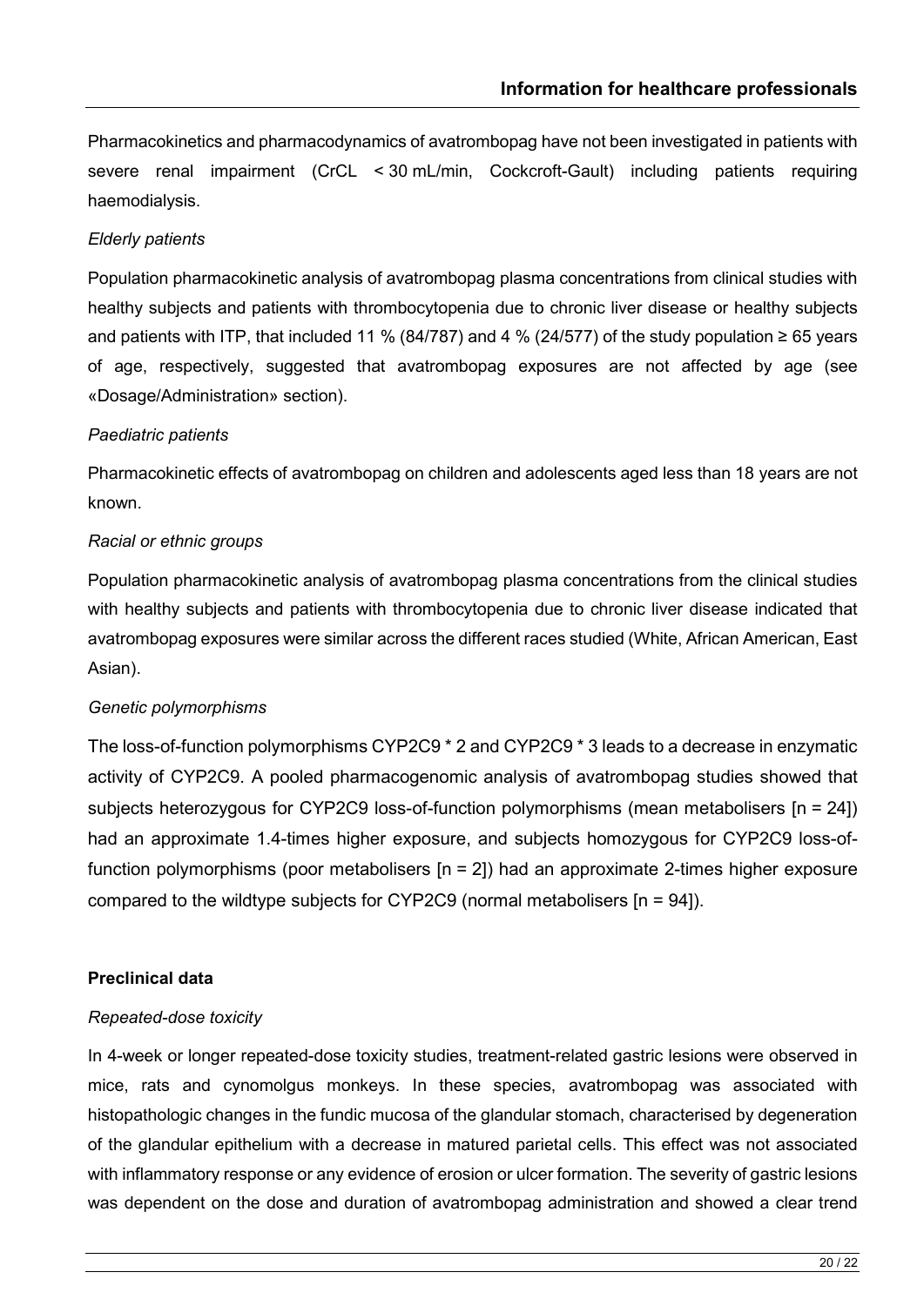Pharmacokinetics and pharmacodynamics of avatrombopag have not been investigated in patients with severe renal impairment (CrCL < 30 mL/min, Cockcroft-Gault) including patients requiring haemodialysis.

*Elderly patients*

Population pharmacokinetic analysis of avatrombopag plasma concentrations from clinical studies with healthy subjects and patients with thrombocytopenia due to chronic liver disease or healthy subjects and patients with ITP, that included 11 % (84/787) and 4 % (24/577) of the study population ≥ 65 years of age, respectively, suggested that avatrombopag exposures are not affected by age (see «Dosage/Administration» section).

*Paediatric patients*

Pharmacokinetic effects of avatrombopag on children and adolescents aged less than 18 years are not known.

*Racial or ethnic groups*

Population pharmacokinetic analysis of avatrombopag plasma concentrations from the clinical studies with healthy subjects and patients with thrombocytopenia due to chronic liver disease indicated that avatrombopag exposures were similar across the different races studied (White, African American, East Asian).

*Genetic polymorphisms*

The loss-of-function polymorphisms CYP2C9 * 2 and CYP2C9 * 3 leads to a decrease in enzymatic activity of CYP2C9. A pooled pharmacogenomic analysis of avatrombopag studies showed that subjects heterozygous for CYP2C9 loss-of-function polymorphisms (mean metabolisers [n = 24]) had an approximate 1.4-times higher exposure, and subjects homozygous for CYP2C9 loss-of-function polymorphisms (poor metabolisers [n = 2]) had an approximate 2-times higher exposure compared to the wildtype subjects for CYP2C9 (normal metabolisers [n = 94]).

**Preclinical data**

*Repeated-dose toxicity*

In 4-week or longer repeated-dose toxicity studies, treatment-related gastric lesions were observed in mice, rats and cynomolgus monkeys. In these species, avatrombopag was associated with histopathologic changes in the fundic mucosa of the glandular stomach, characterised by degeneration of the glandular epithelium with a decrease in matured parietal cells. This effect was not associated with inflammatory response or any evidence of erosion or ulcer formation. The severity of gastric lesions was dependent on the dose and duration of avatrombopag administration and showed a clear trend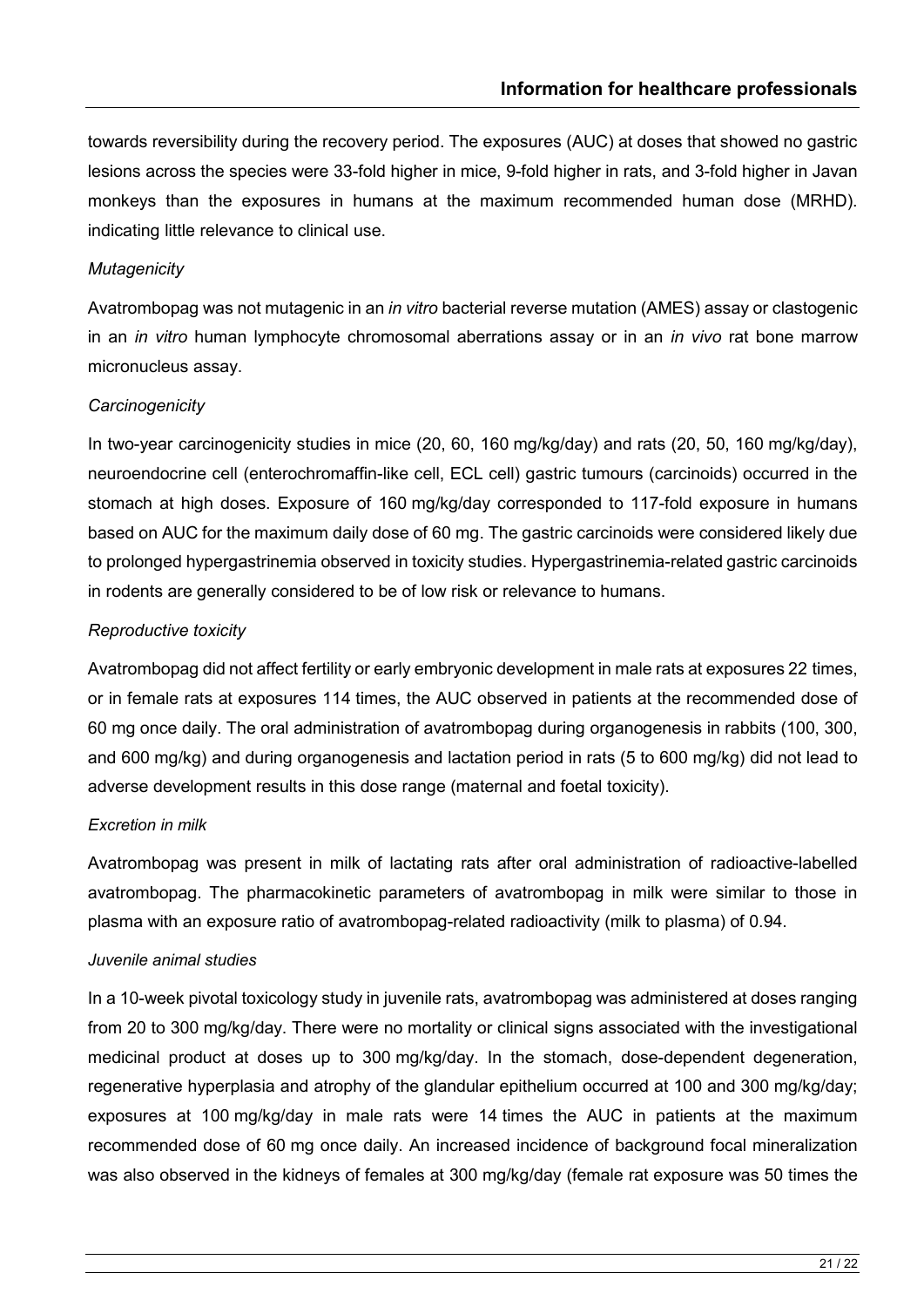towards reversibility during the recovery period. The exposures (AUC) at doses that showed no gastric lesions across the species were 33-fold higher in mice, 9-fold higher in rats, and 3-fold higher in Javan monkeys than the exposures in humans at the maximum recommended human dose (MRHD). indicating little relevance to clinical use.

*Mutagenicity*

Avatrombopag was not mutagenic in an *in vitro* bacterial reverse mutation (AMES) assay or clastogenic in an *in vitro* human lymphocyte chromosomal aberrations assay or in an *in vivo* rat bone marrow micronucleus assay.

*Carcinogenicity*

In two-year carcinogenicity studies in mice (20, 60, 160 mg/kg/day) and rats (20, 50, 160 mg/kg/day), neuroendocrine cell (enterochromaffin-like cell, ECL cell) gastric tumours (carcinoids) occurred in the stomach at high doses. Exposure of 160 mg/kg/day corresponded to 117-fold exposure in humans based on AUC for the maximum daily dose of 60 mg. The gastric carcinoids were considered likely due to prolonged hypergastrinemia observed in toxicity studies. Hypergastrinemia-related gastric carcinoids in rodents are generally considered to be of low risk or relevance to humans.

*Reproductive toxicity*

Avatrombopag did not affect fertility or early embryonic development in male rats at exposures 22 times, or in female rats at exposures 114 times, the AUC observed in patients at the recommended dose of 60 mg once daily. The oral administration of avatrombopag during organogenesis in rabbits (100, 300, and 600 mg/kg) and during organogenesis and lactation period in rats (5 to 600 mg/kg) did not lead to adverse development results in this dose range (maternal and foetal toxicity).

*Excretion in milk*

Avatrombopag was present in milk of lactating rats after oral administration of radioactive-labelled avatrombopag. The pharmacokinetic parameters of avatrombopag in milk were similar to those in plasma with an exposure ratio of avatrombopag-related radioactivity (milk to plasma) of 0.94.

*Juvenile animal studies*

In a 10-week pivotal toxicology study in juvenile rats, avatrombopag was administered at doses ranging from 20 to 300 mg/kg/day. There were no mortality or clinical signs associated with the investigational medicinal product at doses up to 300 mg/kg/day. In the stomach, dose-dependent degeneration, regenerative hyperplasia and atrophy of the glandular epithelium occurred at 100 and 300 mg/kg/day; exposures at 100 mg/kg/day in male rats were 14 times the AUC in patients at the maximum recommended dose of 60 mg once daily. An increased incidence of background focal mineralization was also observed in the kidneys of females at 300 mg/kg/day (female rat exposure was 50 times the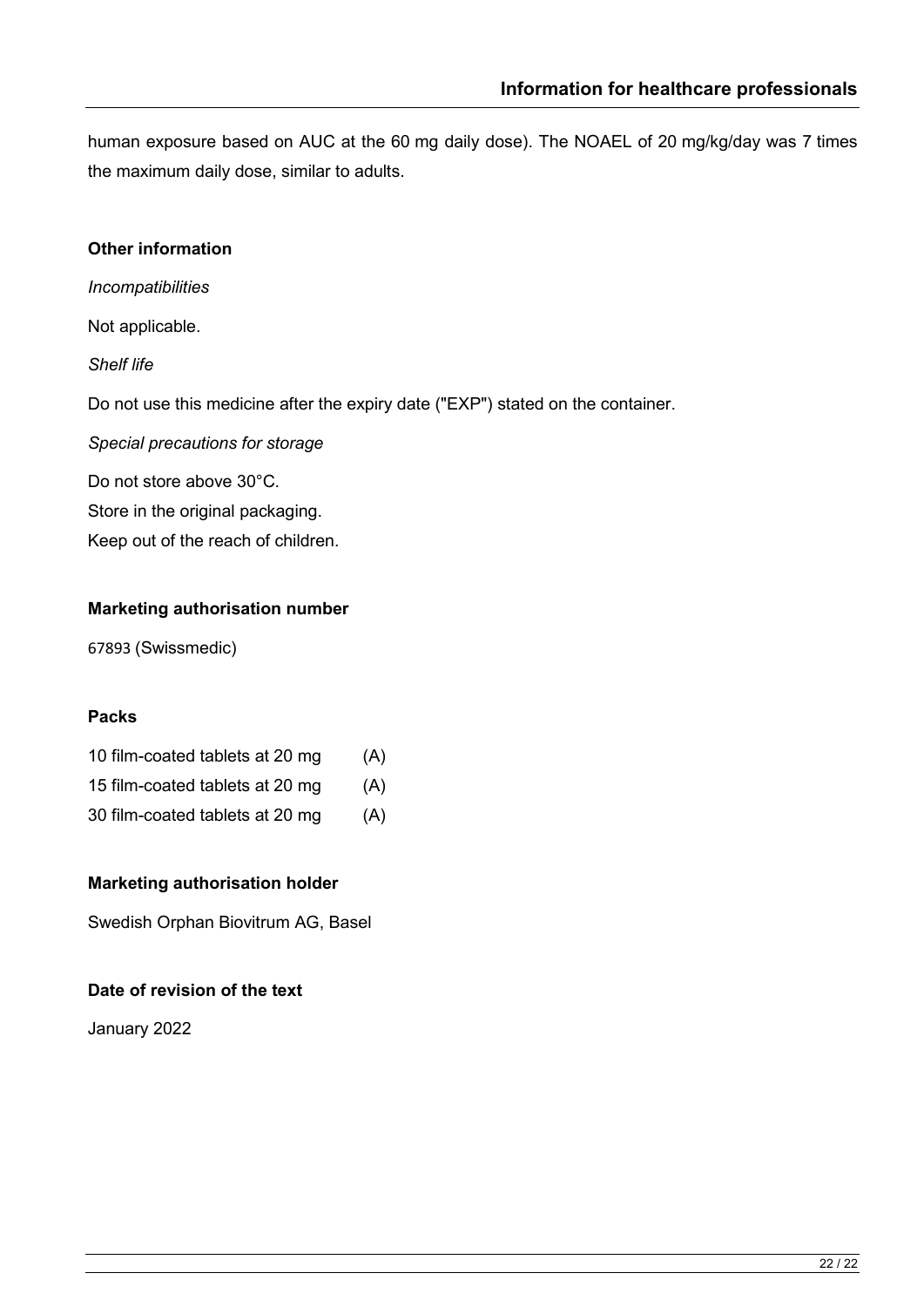human exposure based on AUC at the 60 mg daily dose). The NOAEL of 20 mg/kg/day was 7 times the maximum daily dose, similar to adults.

## Other information

*Incompatibilities*

Not applicable.

*Shelf life*

Do not use this medicine after the expiry date ("EXP") stated on the container.

*Special precautions for storage*

Do not store above 30°C.
Store in the original packaging.
Keep out of the reach of children.

## Marketing authorisation number

67893 (Swissmedic)

## Packs

| | |
|---|---|
| 10 film-coated tablets at 20 mg | (A) |
| 15 film-coated tablets at 20 mg | (A) |
| 30 film-coated tablets at 20 mg | (A) |

## Marketing authorisation holder

Swedish Orphan Biovitrum AG, Basel

## Date of revision of the text

January 2022